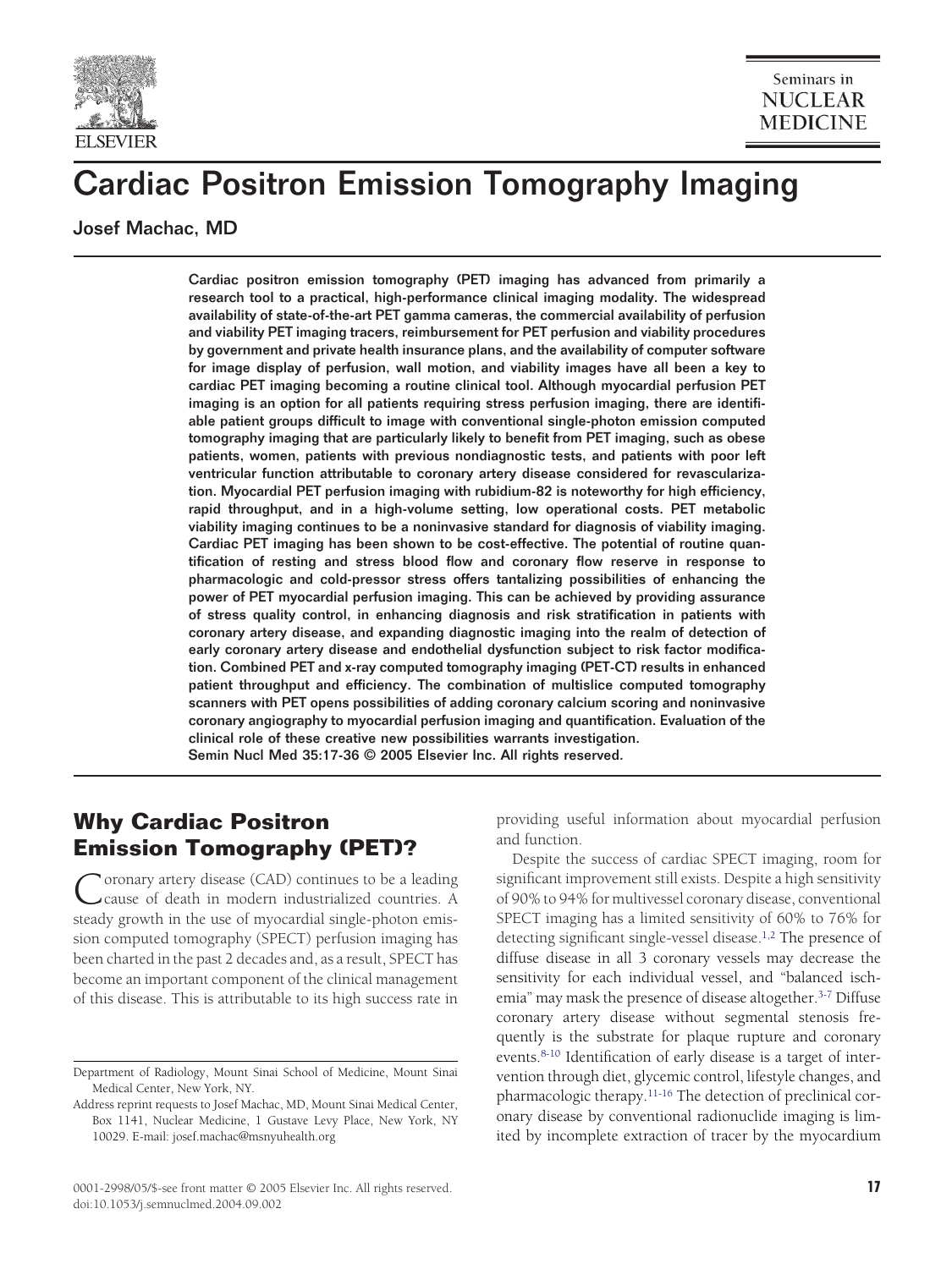# Cardiac Positron Emission Tomography Imaging

Josef Machac, MD

**Cardiac positron emission tomography (PET) imaging has advanced from primarily a research tool to a practical, high-performance clinical imaging modality. The widespread availability of state-of-the-art PET gamma cameras, the commercial availability of perfusion and viability PET imaging tracers, reimbursement for PET perfusion and viability procedures by government and private health insurance plans, and the availability of computer software for image display of perfusion, wall motion, and viability images have all been a key to cardiac PET imaging becoming a routine clinical tool. Although myocardial perfusion PET imaging is an option for all patients requiring stress perfusion imaging, there are identifiable patient groups difficult to image with conventional single-photon emission computed tomography imaging that are particularly likely to benefit from PET imaging, such as obese patients, women, patients with previous nondiagnostic tests, and patients with poor left ventricular function attributable to coronary artery disease considered for revascularization. Myocardial PET perfusion imaging with rubidium-82 is noteworthy for high efficiency, rapid throughput, and in a high-volume setting, low operational costs. PET metabolic viability imaging continues to be a noninvasive standard for diagnosis of viability imaging. Cardiac PET imaging has been shown to be cost-effective. The potential of routine quantification of resting and stress blood flow and coronary flow reserve in response to pharmacologic and cold-pressor stress offers tantalizing possibilities of enhancing the power of PET myocardial perfusion imaging. This can be achieved by providing assurance of stress quality control, in enhancing diagnosis and risk stratification in patients with coronary artery disease, and expanding diagnostic imaging into the realm of detection of early coronary artery disease and endothelial dysfunction subject to risk factor modification. Combined PET and x-ray computed tomography imaging (PET-CT) results in enhanced patient throughput and efficiency. The combination of multislice computed tomography scanners with PET opens possibilities of adding coronary calcium scoring and noninvasive coronary angiography to myocardial perfusion imaging and quantification. Evaluation of the clinical role of these creative new possibilities warrants investigation.**
**Semin Nucl Med 35:17-36 © 2005 Elsevier Inc. All rights reserved.**

## Why Cardiac Positron Emission Tomography (PET)?

Coronary artery disease (CAD) continues to be a leading cause of death in modern industrialized countries. A steady growth in the use of myocardial single-photon emission computed tomography (SPECT) perfusion imaging has been charted in the past 2 decades and, as a result, SPECT has become an important component of the clinical management of this disease. This is attributable to its high success rate in providing useful information about myocardial perfusion and function.

Despite the success of cardiac SPECT imaging, room for significant improvement still exists. Despite a high sensitivity of 90% to 94% for multivessel coronary disease, conventional SPECT imaging has a limited sensitivity of 60% to 76% for detecting significant single-vessel disease.[1,2] The presence of diffuse disease in all 3 coronary vessels may decrease the sensitivity for each individual vessel, and "balanced ischemia" may mask the presence of disease altogether.[3-7] Diffuse coronary artery disease without segmental stenosis frequently is the substrate for plaque rupture and coronary events.[8-10] Identification of early disease is a target of intervention through diet, glycemic control, lifestyle changes, and pharmacologic therapy.[11-16] The detection of preclinical coronary disease by conventional radionuclide imaging is limited by incomplete extraction of tracer by the myocardium

Department of Radiology, Mount Sinai School of Medicine, Mount Sinai Medical Center, New York, NY.

Address reprint requests to Josef Machac, MD, Mount Sinai Medical Center, Box 1141, Nuclear Medicine, 1 Gustave Levy Place, New York, NY 10029. E-mail: josef.machac@msnyuhealth.org

0001-2998/05/$-see front matter © 2005 Elsevier Inc. All rights reserved.
doi:10.1053/j.semnuclmed.2004.09.002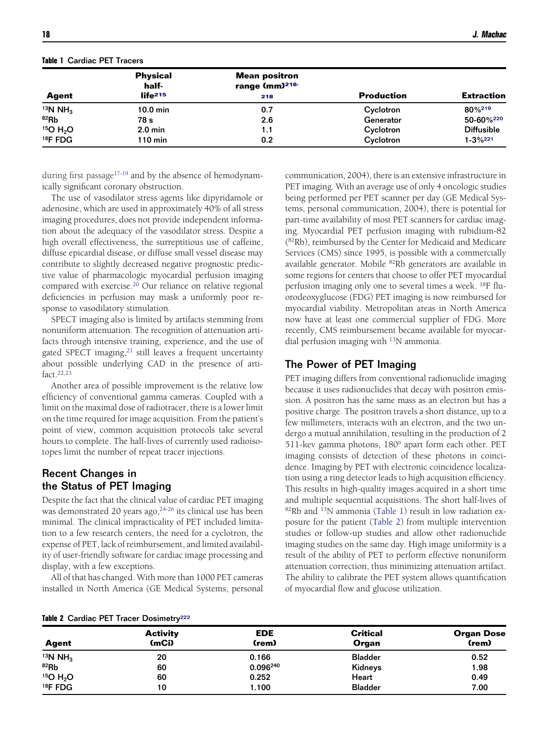**Table 1** Cardiac PET Tracers

| Agent | Physical half-life[215] | Mean positron range (mm)[216-218] | Production | Extraction |
|---|---|---|---|---|
| $^{13}N\ NH_3$ | 10.0 min | 0.7 | Cyclotron | 80%[219] |
| $^{82}Rb$ | 78 s | 2.6 | Generator | 50-60%[220] |
| $^{15}O\ H_2O$ | 2.0 min | 1.1 | Cyclotron | Diffusible |
| $^{18}F$ FDG | 110 min | 0.2 | Cyclotron | 1-3%[221] |

during first passage[17-19] and by the absence of hemodynamically significant coronary obstruction.

The use of vasodilator stress agents like dipyridamole or adenosine, which are used in approximately 40% of all stress imaging procedures, does not provide independent information about the adequacy of the vasodilator stress. Despite a high overall effectiveness, the surreptitious use of caffeine, diffuse epicardial disease, or diffuse small vessel disease may contribute to slightly decreased negative prognostic predictive value of pharmacologic myocardial perfusion imaging compared with exercise.[20] Our reliance on relative regional deficiencies in perfusion may mask a uniformly poor response to vasodilatory stimulation.

SPECT imaging also is limited by artifacts stemming from nonuniform attenuation. The recognition of attenuation artifacts through intensive training, experience, and the use of gated SPECT imaging,[21] still leaves a frequent uncertainty about possible underlying CAD in the presence of artifact.[22,23]

Another area of possible improvement is the relative low efficiency of conventional gamma cameras. Coupled with a limit on the maximal dose of radiotracer, there is a lower limit on the time required for image acquisition. From the patient's point of view, common acquisition protocols take several hours to complete. The half-lives of currently used radioisotopes limit the number of repeat tracer injections.

## Recent Changes in the Status of PET Imaging

Despite the fact that the clinical value of cardiac PET imaging was demonstrated 20 years ago,[24-26] its clinical use has been minimal. The clinical impracticality of PET included limitation to a few research centers, the need for a cyclotron, the expense of PET, lack of reimbursement, and limited availability of user-friendly software for cardiac image processing and display, with a few exceptions.

All of that has changed. With more than 1000 PET cameras installed in North America (GE Medical Systems, personal communication, 2004), there is an extensive infrastructure in PET imaging. With an average use of only 4 oncologic studies being performed per PET scanner per day (GE Medical Systems, personal communication, 2004), there is potential for part-time availability of most PET scanners for cardiac imaging. Myocardial PET perfusion imaging with rubidium-82 ($^{82}Rb$), reimbursed by the Center for Medicaid and Medicare Services (CMS) since 1995, is possible with a commercially available generator. Mobile $^{82}Rb$ generators are available in some regions for centers that choose to offer PET myocardial perfusion imaging only one to several times a week. $^{18}F$ fluorodeoxyglucose (FDG) PET imaging is now reimbursed for myocardial viability. Metropolitan areas in North America now have at least one commercial supplier of FDG. More recently, CMS reimbursement became available for myocardial perfusion imaging with $^{13}N$ ammonia.

## The Power of PET Imaging

PET imaging differs from conventional radionuclide imaging because it uses radionuclides that decay with positron emission. A positron has the same mass as an electron but has a positive charge. The positron travels a short distance, up to a few millimeters, interacts with an electron, and the two undergo a mutual annihilation, resulting in the production of 2 511-kev gamma photons, 180° apart form each other. PET imaging consists of detection of these photons in coincidence. Imaging by PET with electronic coincidence localization using a ring detector leads to high acquisition efficiency. This results in high-quality images acquired in a short time and multiple sequential acquisitions. The short half-lives of $^{82}Rb$ and $^{13}N$ ammonia (Table 1) result in low radiation exposure for the patient (Table 2) from multiple intervention studies or follow-up studies and allow other radionuclide imaging studies on the same day. High image uniformity is a result of the ability of PET to perform effective nonuniform attenuation correction, thus minimizing attenuation artifact. The ability to calibrate the PET system allows quantification of myocardial flow and glucose utilization.

**Table 2** Cardiac PET Tracer Dosimetry[222]

| Agent | Activity (mCi) | EDE (rem) | Critical Organ | Organ Dose (rem) |
|---|---|---|---|---|
| $^{13}N\ NH_3$ | 20 | 0.166 | Bladder | 0.52 |
| $^{82}Rb$ | 60 | 0.096[240] | Kidneys | 1.98 |
| $^{15}O\ H_2O$ | 60 | 0.252 | Heart | 0.49 |
| $^{18}F$ FDG | 10 | 1.100 | Bladder | 7.00 |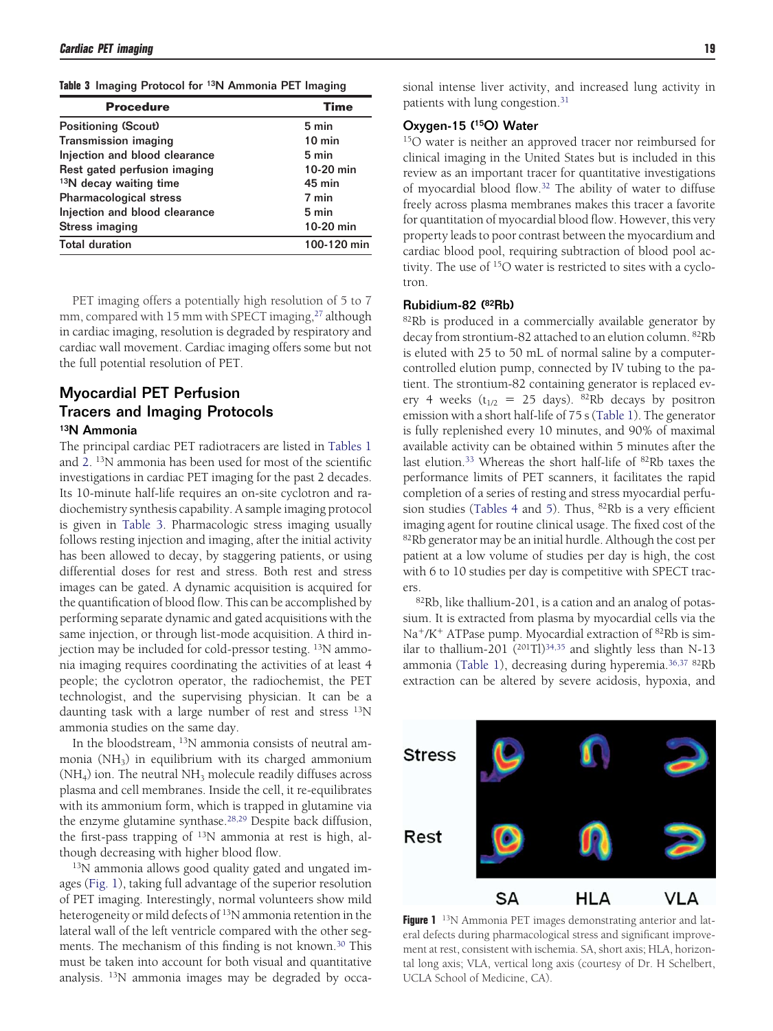**Table 3** Imaging Protocol for $^{13}$N Ammonia PET Imaging

| Procedure | Time |
|---|---|
| Positioning (Scout) | 5 min |
| Transmission imaging | 10 min |
| Injection and blood clearance | 5 min |
| Rest gated perfusion imaging | 10-20 min |
| $^{13}$N decay waiting time | 45 min |
| Pharmacological stress | 7 min |
| Injection and blood clearance | 5 min |
| Stress imaging | 10-20 min |
| Total duration | 100-120 min |

PET imaging offers a potentially high resolution of 5 to 7 mm, compared with 15 mm with SPECT imaging,[27] although in cardiac imaging, resolution is degraded by respiratory and cardiac wall movement. Cardiac imaging offers some but not the full potential resolution of PET.

## Myocardial PET Perfusion Tracers and Imaging Protocols

### $^{13}$N Ammonia

The principal cardiac PET radiotracers are listed in Tables 1 and 2. $^{13}$N ammonia has been used for most of the scientific investigations in cardiac PET imaging for the past 2 decades. Its 10-minute half-life requires an on-site cyclotron and radiochemistry synthesis capability. A sample imaging protocol is given in Table 3. Pharmacologic stress imaging usually follows resting injection and imaging, after the initial activity has been allowed to decay, by staggering patients, or using differential doses for rest and stress. Both rest and stress images can be gated. A dynamic acquisition is acquired for the quantification of blood flow. This can be accomplished by performing separate dynamic and gated acquisitions with the same injection, or through list-mode acquisition. A third injection may be included for cold-pressor testing. $^{13}$N ammonia imaging requires coordinating the activities of at least 4 people; the cyclotron operator, the radiochemist, the PET technologist, and the supervising physician. It can be a daunting task with a large number of rest and stress $^{13}$N ammonia studies on the same day.

In the bloodstream, $^{13}$N ammonia consists of neutral ammonia ($NH_3$) in equilibrium with its charged ammonium ($NH_4$) ion. The neutral $NH_3$ molecule readily diffuses across plasma and cell membranes. Inside the cell, it re-equilibrates with its ammonium form, which is trapped in glutamine via the enzyme glutamine synthase.[28,29] Despite back diffusion, the first-pass trapping of $^{13}$N ammonia at rest is high, although decreasing with higher blood flow.

$^{13}$N ammonia allows good quality gated and ungated images (Fig. 1), taking full advantage of the superior resolution of PET imaging. Interestingly, normal volunteers show mild heterogeneity or mild defects of $^{13}$N ammonia retention in the lateral wall of the left ventricle compared with the other segments. The mechanism of this finding is not known.[30] This must be taken into account for both visual and quantitative analysis. $^{13}$N ammonia images may be degraded by occasional intense liver activity, and increased lung activity in patients with lung congestion.[31]

### Oxygen-15 ($^{15}$O) Water

$^{15}$O water is neither an approved tracer nor reimbursed for clinical imaging in the United States but is included in this review as an important tracer for quantitative investigations of myocardial blood flow.[32] The ability of water to diffuse freely across plasma membranes makes this tracer a favorite for quantitation of myocardial blood flow. However, this very property leads to poor contrast between the myocardium and cardiac blood pool, requiring subtraction of blood pool activity. The use of $^{15}$O water is restricted to sites with a cyclotron.

### Rubidium-82 ($^{82}$Rb)

$^{82}$Rb is produced in a commercially available generator by decay from strontium-82 attached to an elution column. $^{82}$Rb is eluted with 25 to 50 mL of normal saline by a computer-controlled elution pump, connected by IV tubing to the patient. The strontium-82 containing generator is replaced every 4 weeks ($t_{1/2}$ = 25 days). $^{82}$Rb decays by positron emission with a short half-life of 75 s (Table 1). The generator is fully replenished every 10 minutes, and 90% of maximal available activity can be obtained within 5 minutes after the last elution.[33] Whereas the short half-life of $^{82}$Rb taxes the performance limits of PET scanners, it facilitates the rapid completion of a series of resting and stress myocardial perfusion studies (Tables 4 and 5). Thus, $^{82}$Rb is a very efficient imaging agent for routine clinical usage. The fixed cost of the $^{82}$Rb generator may be an initial hurdle. Although the cost per patient at a low volume of studies per day is high, the cost with 6 to 10 studies per day is competitive with SPECT tracers.

$^{82}$Rb, like thallium-201, is a cation and an analog of potassium. It is extracted from plasma by myocardial cells via the $Na^+/K^+$ ATPase pump. Myocardial extraction of $^{82}$Rb is similar to thallium-201 ($^{201}$Tl)[34,35] and slightly less than N-13 ammonia (Table 1), decreasing during hyperemia.[36,37] $^{82}$Rb extraction can be altered by severe acidosis, hypoxia, and

**Figure 1** $^{13}$N Ammonia PET images demonstrating anterior and lateral defects during pharmacological stress and significant improvement at rest, consistent with ischemia. SA, short axis; HLA, horizontal long axis; VLA, vertical long axis (courtesy of Dr. H Schelbert, UCLA School of Medicine, CA).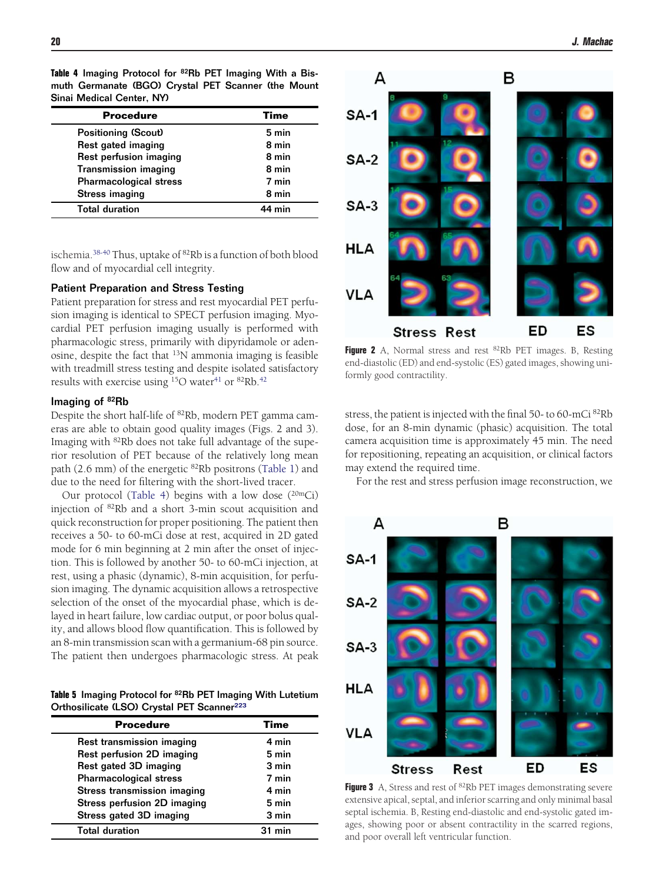**Table 4** Imaging Protocol for $^{82}Rb$ PET Imaging With a Bismuth Germanate (BGO) Crystal PET Scanner (the Mount Sinai Medical Center, NY)

| Procedure | Time |
|---|---|
| Positioning (Scout) | 5 min |
| Rest gated imaging | 8 min |
| Rest perfusion imaging | 8 min |
| Transmission imaging | 8 min |
| Pharmacological stress | 7 min |
| Stress imaging | 8 min |
| Total duration | 44 min |

ischemia.[38-40] Thus, uptake of $^{82}Rb$ is a function of both blood flow and of myocardial cell integrity.

### Patient Preparation and Stress Testing

Patient preparation for stress and rest myocardial PET perfusion imaging is identical to SPECT perfusion imaging. Myocardial PET perfusion imaging usually is performed with pharmacologic stress, primarily with dipyridamole or adenosine, despite the fact that $^{13}N$ ammonia imaging is feasible with treadmill stress testing and despite isolated satisfactory results with exercise using $^{15}O$ water[41] or $^{82}Rb$.[42]

### Imaging of $^{82}Rb$

Despite the short half-life of $^{82}Rb$, modern PET gamma cameras are able to obtain good quality images (Figs. 2 and 3). Imaging with $^{82}Rb$ does not take full advantage of the superior resolution of PET because of the relatively long mean path (2.6 mm) of the energetic $^{82}Rb$ positrons (Table 1) and due to the need for filtering with the short-lived tracer.

Our protocol (Table 4) begins with a low dose ($^{20m}Ci$) injection of $^{82}Rb$ and a short 3-min scout acquisition and quick reconstruction for proper positioning. The patient then receives a 50- to 60-mCi dose at rest, acquired in 2D gated mode for 6 min beginning at 2 min after the onset of injection. This is followed by another 50- to 60-mCi injection, at rest, using a phasic (dynamic), 8-min acquisition, for perfusion imaging. The dynamic acquisition allows a retrospective selection of the onset of the myocardial phase, which is delayed in heart failure, low cardiac output, or poor bolus quality, and allows blood flow quantification. This is followed by an 8-min transmission scan with a germanium-68 pin source. The patient then undergoes pharmacologic stress. At peak stress, the patient is injected with the final 50- to 60-mCi $^{82}Rb$ dose, for an 8-min dynamic (phasic) acquisition. The total camera acquisition time is approximately 45 min. The need for repositioning, repeating an acquisition, or clinical factors may extend the required time.

**Table 5** Imaging Protocol for $^{82}Rb$ PET Imaging With Lutetium Orthosilicate (LSO) Crystal PET Scanner[223]

| Procedure | Time |
|---|---|
| Rest transmission imaging | 4 min |
| Rest perfusion 2D imaging | 5 min |
| Rest gated 3D imaging | 3 min |
| Pharmacological stress | 7 min |
| Stress transmission imaging | 4 min |
| Stress perfusion 2D imaging | 5 min |
| Stress gated 3D imaging | 3 min |
| Total duration | 31 min |

**Figure 2** A, Normal stress and rest $^{82}Rb$ PET images. B, Resting end-diastolic (ED) and end-systolic (ES) gated images, showing uniformly good contractility.

**Figure 3** A, Stress and rest of $^{82}Rb$ PET images demonstrating severe extensive apical, septal, and inferior scarring and only minimal basal septal ischemia. B, Resting end-diastolic and end-systolic gated images, showing poor or absent contractility in the scarred regions, and poor overall left ventricular function.

For the rest and stress perfusion image reconstruction, we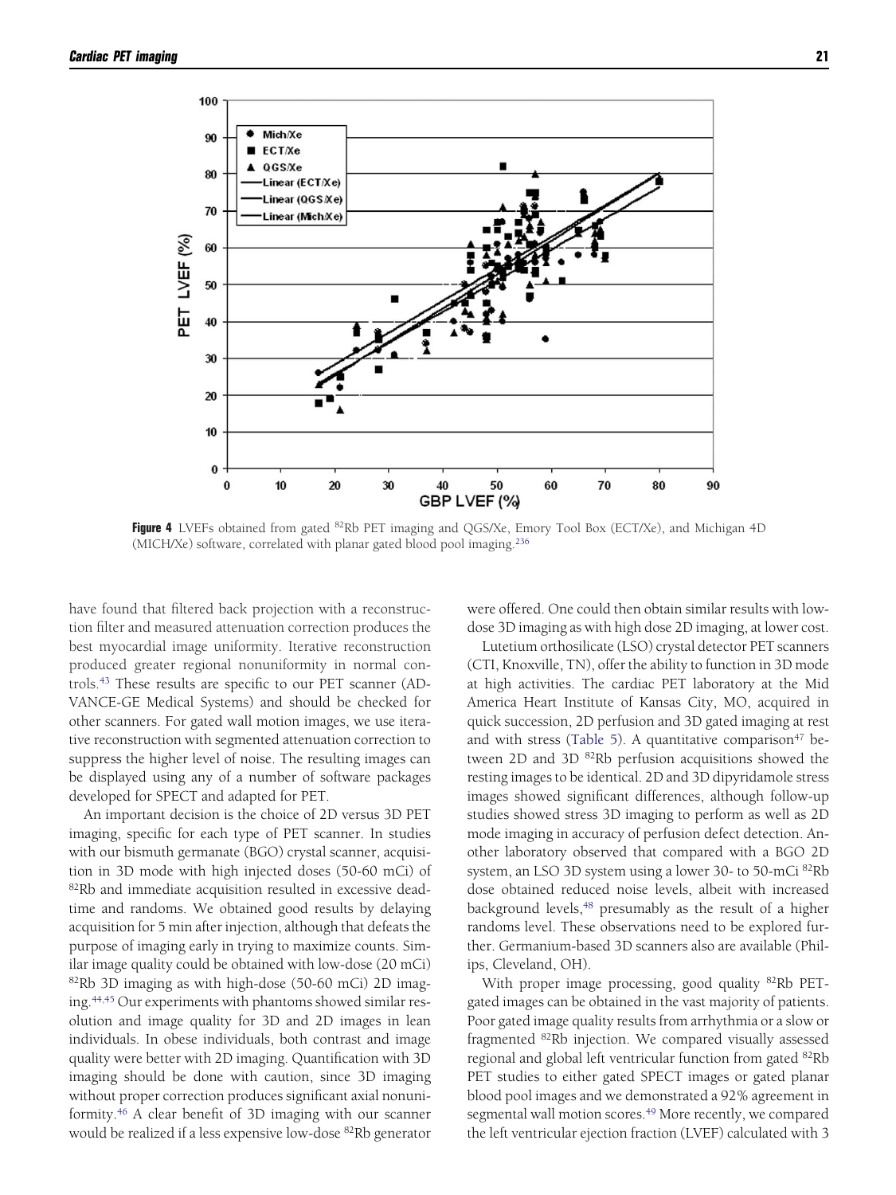**Figure 4** LVEFs obtained from gated $^{82}$Rb PET imaging and QGS/Xe, Emory Tool Box (ECT/Xe), and Michigan 4D (MICH/Xe) software, correlated with planar gated blood pool imaging.[236]

have found that filtered back projection with a reconstruction filter and measured attenuation correction produces the best myocardial image uniformity. Iterative reconstruction produced greater regional nonuniformity in normal controls.[43] These results are specific to our PET scanner (ADVANCE-GE Medical Systems) and should be checked for other scanners. For gated wall motion images, we use iterative reconstruction with segmented attenuation correction to suppress the higher level of noise. The resulting images can be displayed using any of a number of software packages developed for SPECT and adapted for PET.

An important decision is the choice of 2D versus 3D PET imaging, specific for each type of PET scanner. In studies with our bismuth germanate (BGO) crystal scanner, acquisition in 3D mode with high injected doses (50-60 mCi) of $^{82}$Rb and immediate acquisition resulted in excessive deadtime and randoms. We obtained good results by delaying acquisition for 5 min after injection, although that defeats the purpose of imaging early in trying to maximize counts. Similar image quality could be obtained with low-dose (20 mCi) $^{82}$Rb 3D imaging as with high-dose (50-60 mCi) 2D imaging.[44,45] Our experiments with phantoms showed similar resolution and image quality for 3D and 2D images in lean individuals. In obese individuals, both contrast and image quality were better with 2D imaging. Quantification with 3D imaging should be done with caution, since 3D imaging without proper correction produces significant axial nonuniformity.[46] A clear benefit of 3D imaging with our scanner would be realized if a less expensive low-dose $^{82}$Rb generator were offered. One could then obtain similar results with low-dose 3D imaging as with high dose 2D imaging, at lower cost.

Lutetium orthosilicate (LSO) crystal detector PET scanners (CTI, Knoxville, TN), offer the ability to function in 3D mode at high activities. The cardiac PET laboratory at the Mid America Heart Institute of Kansas City, MO, acquired in quick succession, 2D perfusion and 3D gated imaging at rest and with stress (Table 5). A quantitative comparison[47] between 2D and 3D $^{82}$Rb perfusion acquisitions showed the resting images to be identical. 2D and 3D dipyridamole stress images showed significant differences, although follow-up studies showed stress 3D imaging to perform as well as 2D mode imaging in accuracy of perfusion defect detection. Another laboratory observed that compared with a BGO 2D system, an LSO 3D system using a lower 30- to 50-mCi $^{82}$Rb dose obtained reduced noise levels, albeit with increased background levels,[48] presumably as the result of a higher randoms level. These observations need to be explored further. Germanium-based 3D scanners also are available (Philips, Cleveland, OH).

With proper image processing, good quality $^{82}$Rb PET-gated images can be obtained in the vast majority of patients. Poor gated image quality results from arrhythmia or a slow or fragmented $^{82}$Rb injection. We compared visually assessed regional and global left ventricular function from gated $^{82}$Rb PET studies to either gated SPECT images or gated planar blood pool images and we demonstrated a 92% agreement in segmental wall motion scores.[49] More recently, we compared the left ventricular ejection fraction (LVEF) calculated with 3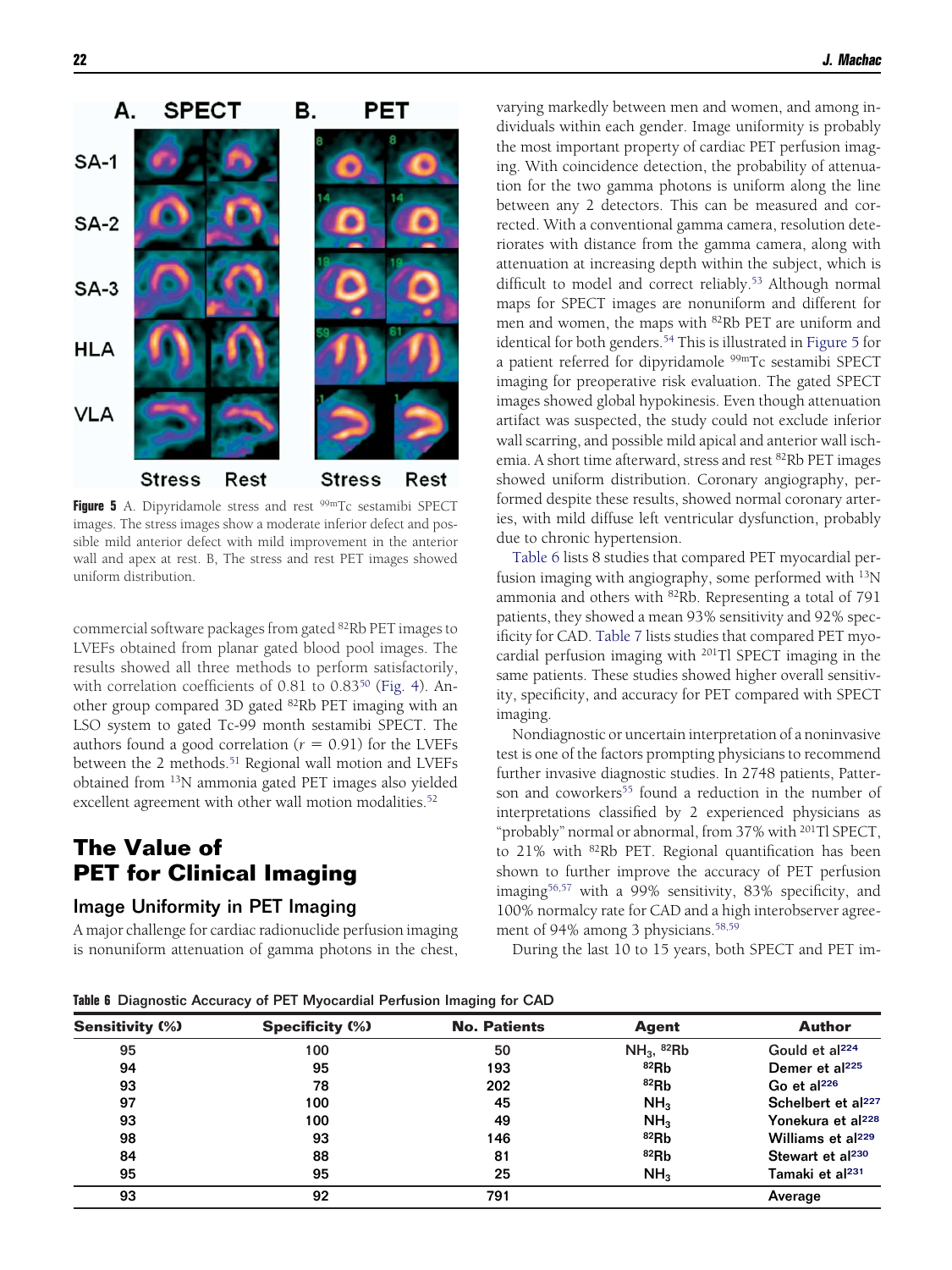Figure 5 A. Dipyridamole stress and rest $^{99m}$Tc sestamibi SPECT images. The stress images show a moderate inferior defect and possible mild anterior defect with mild improvement in the anterior wall and apex at rest. B, The stress and rest PET images showed uniform distribution.

commercial software packages from gated $^{82}$Rb PET images to LVEFs obtained from planar gated blood pool images. The results showed all three methods to perform satisfactorily, with correlation coefficients of 0.81 to 0.83[50] (Fig. 4). Another group compared 3D gated $^{82}$Rb PET imaging with an LSO system to gated Tc-99 month sestamibi SPECT. The authors found a good correlation ($r = 0.91$) for the LVEFs between the 2 methods.[51] Regional wall motion and LVEFs obtained from $^{13}$N ammonia gated PET images also yielded excellent agreement with other wall motion modalities.[52]

## The Value of PET for Clinical Imaging

### Image Uniformity in PET Imaging

A major challenge for cardiac radionuclide perfusion imaging is nonuniform attenuation of gamma photons in the chest, varying markedly between men and women, and among individuals within each gender. Image uniformity is probably the most important property of cardiac PET perfusion imaging. With coincidence detection, the probability of attenuation for the two gamma photons is uniform along the line between any 2 detectors. This can be measured and corrected. With a conventional gamma camera, resolution deteriorates with distance from the gamma camera, along with attenuation at increasing depth within the subject, which is difficult to model and correct reliably.[53] Although normal maps for SPECT images are nonuniform and different for men and women, the maps with $^{82}$Rb PET are uniform and identical for both genders.[54] This is illustrated in Figure 5 for a patient referred for dipyridamole $^{99m}$Tc sestamibi SPECT imaging for preoperative risk evaluation. The gated SPECT images showed global hypokinesis. Even though attenuation artifact was suspected, the study could not exclude inferior wall scarring, and possible mild apical and anterior wall ischemia. A short time afterward, stress and rest $^{82}$Rb PET images showed uniform distribution. Coronary angiography, performed despite these results, showed normal coronary arteries, with mild diffuse left ventricular dysfunction, probably due to chronic hypertension.

Table 6 lists 8 studies that compared PET myocardial perfusion imaging with angiography, some performed with $^{13}$N ammonia and others with $^{82}$Rb. Representing a total of 791 patients, they showed a mean 93% sensitivity and 92% specificity for CAD. Table 7 lists studies that compared PET myocardial perfusion imaging with $^{201}$Tl SPECT imaging in the same patients. These studies showed higher overall sensitivity, specificity, and accuracy for PET compared with SPECT imaging.

Nondiagnostic or uncertain interpretation of a noninvasive test is one of the factors prompting physicians to recommend further invasive diagnostic studies. In 2748 patients, Patterson and coworkers[55] found a reduction in the number of interpretations classified by 2 experienced physicians as "probably" normal or abnormal, from 37% with $^{201}$Tl SPECT, to 21% with $^{82}$Rb PET. Regional quantification has been shown to further improve the accuracy of PET perfusion imaging[56,57] with a 99% sensitivity, 83% specificity, and 100% normalcy rate for CAD and a high interobserver agreement of 94% among 3 physicians.[58,59]

During the last 10 to 15 years, both SPECT and PET im-

**Table 6** Diagnostic Accuracy of PET Myocardial Perfusion Imaging for CAD

| Sensitivity (%) | Specificity (%) | No. Patients | Agent | Author |
|---|---|---|---|---|
| 95 | 100 | 50 | $NH_3$, $^{82}$Rb | Gould et al[224] |
| 94 | 95 | 193 | $^{82}$Rb | Demer et al[225] |
| 93 | 78 | 202 | $^{82}$Rb | Go et al[226] |
| 97 | 100 | 45 | $NH_3$ | Schelbert et al[227] |
| 93 | 100 | 49 | $NH_3$ | Yonekura et al[228] |
| 98 | 93 | 146 | $^{82}$Rb | Williams et al[229] |
| 84 | 88 | 81 | $^{82}$Rb | Stewart et al[230] |
| 95 | 95 | 25 | $NH_3$ | Tamaki et al[231] |
| 93 | 92 | 791 | | Average |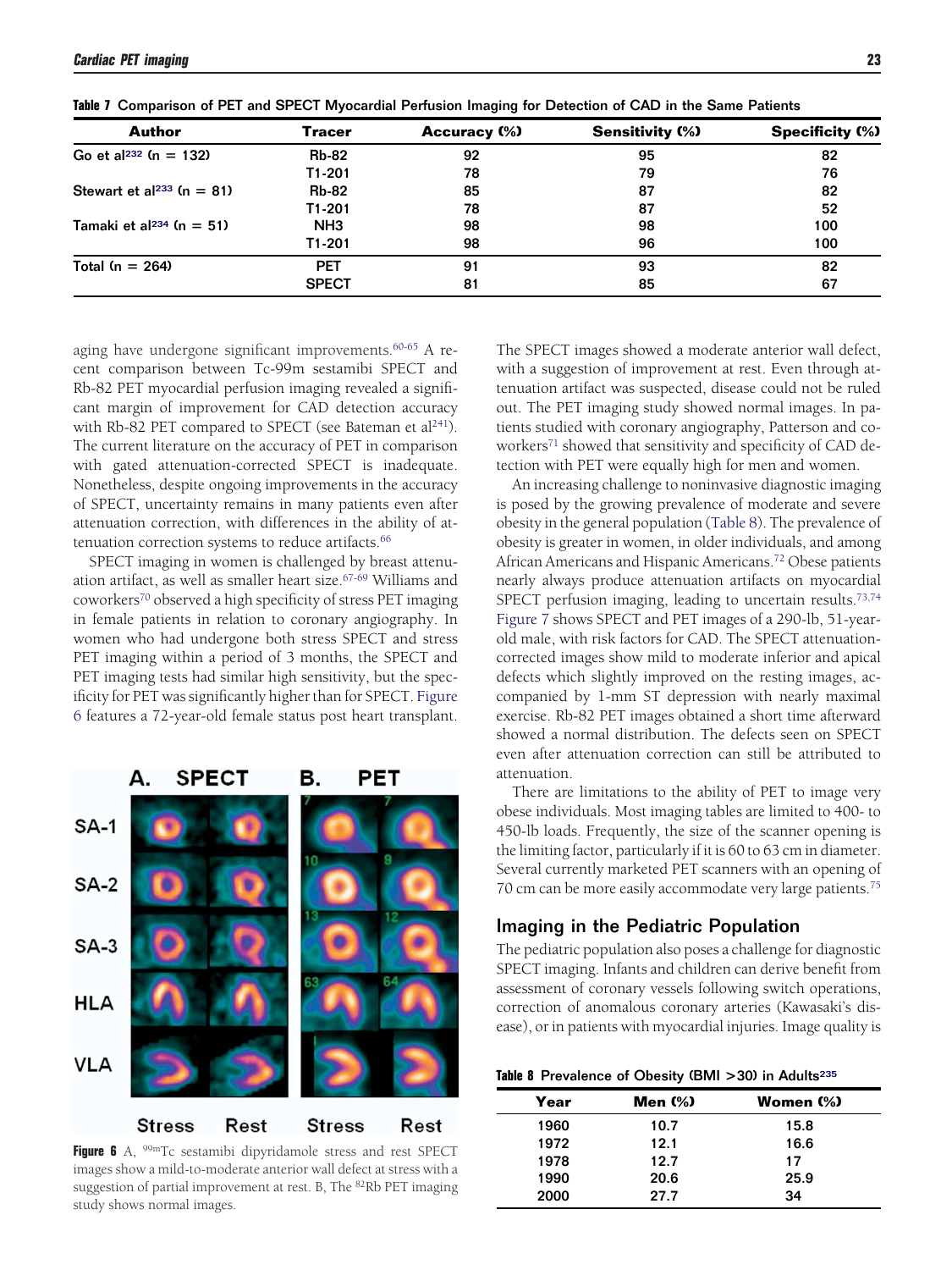**Table 7** Comparison of PET and SPECT Myocardial Perfusion Imaging for Detection of CAD in the Same Patients

| Author | Tracer | Accuracy (%) | Sensitivity (%) | Specificity (%) |
|---|---|---|---|---|
| Go et al[232] (n = 132) | Rb-82 | 92 | 95 | 82 |
| | T1-201 | 78 | 79 | 76 |
| Stewart et al[233] (n = 81) | Rb-82 | 85 | 87 | 82 |
| | T1-201 | 78 | 87 | 52 |
| Tamaki et al[234] (n = 51) | NH3 | 98 | 98 | 100 |
| | T1-201 | 98 | 96 | 100 |
| Total (n = 264) | PET | 91 | 93 | 82 |
| | SPECT | 81 | 85 | 67 |

aging have undergone significant improvements.[60-65] A recent comparison between Tc-99m sestamibi SPECT and Rb-82 PET myocardial perfusion imaging revealed a significant margin of improvement for CAD detection accuracy with Rb-82 PET compared to SPECT (see Bateman et al[241]). The current literature on the accuracy of PET in comparison with gated attenuation-corrected SPECT is inadequate. Nonetheless, despite ongoing improvements in the accuracy of SPECT, uncertainty remains in many patients even after attenuation correction, with differences in the ability of attenuation correction systems to reduce artifacts.[66]

SPECT imaging in women is challenged by breast attenuation artifact, as well as smaller heart size.[67-69] Williams and coworkers[70] observed a high specificity of stress PET imaging in female patients in relation to coronary angiography. In women who had undergone both stress SPECT and stress PET imaging within a period of 3 months, the SPECT and PET imaging tests had similar high sensitivity, but the specificity for PET was significantly higher than for SPECT. Figure 6 features a 72-year-old female status post heart transplant. The SPECT images showed a moderate anterior wall defect, with a suggestion of improvement at rest. Even through attenuation artifact was suspected, disease could not be ruled out. The PET imaging study showed normal images. In patients studied with coronary angiography, Patterson and coworkers[71] showed that sensitivity and specificity of CAD detection with PET were equally high for men and women.

**Figure 6** A, $^{99m}$Tc sestamibi dipyridamole stress and rest SPECT images show a mild-to-moderate anterior wall defect at stress with a suggestion of partial improvement at rest. B, The $^{82}$Rb PET imaging study shows normal images.

An increasing challenge to noninvasive diagnostic imaging is posed by the growing prevalence of moderate and severe obesity in the general population (Table 8). The prevalence of obesity is greater in women, in older individuals, and among African Americans and Hispanic Americans.[72] Obese patients nearly always produce attenuation artifacts on myocardial SPECT perfusion imaging, leading to uncertain results.[73,74] Figure 7 shows SPECT and PET images of a 290-lb, 51-year-old male, with risk factors for CAD. The SPECT attenuation-corrected images show mild to moderate inferior and apical defects which slightly improved on the resting images, accompanied by 1-mm ST depression with nearly maximal exercise. Rb-82 PET images obtained a short time afterward showed a normal distribution. The defects seen on SPECT even after attenuation correction can still be attributed to attenuation.

There are limitations to the ability of PET to image very obese individuals. Most imaging tables are limited to 400- to 450-lb loads. Frequently, the size of the scanner opening is the limiting factor, particularly if it is 60 to 63 cm in diameter. Several currently marketed PET scanners with an opening of 70 cm can be more easily accommodate very large patients.[75]

## Imaging in the Pediatric Population

The pediatric population also poses a challenge for diagnostic SPECT imaging. Infants and children can derive benefit from assessment of coronary vessels following switch operations, correction of anomalous coronary arteries (Kawasaki's disease), or in patients with myocardial injuries. Image quality is

**Table 8** Prevalence of Obesity (BMI >30) in Adults[235]

| Year | Men (%) | Women (%) |
|---|---|---|
| 1960 | 10.7 | 15.8 |
| 1972 | 12.1 | 16.6 |
| 1978 | 12.7 | 17 |
| 1990 | 20.6 | 25.9 |
| 2000 | 27.7 | 34 |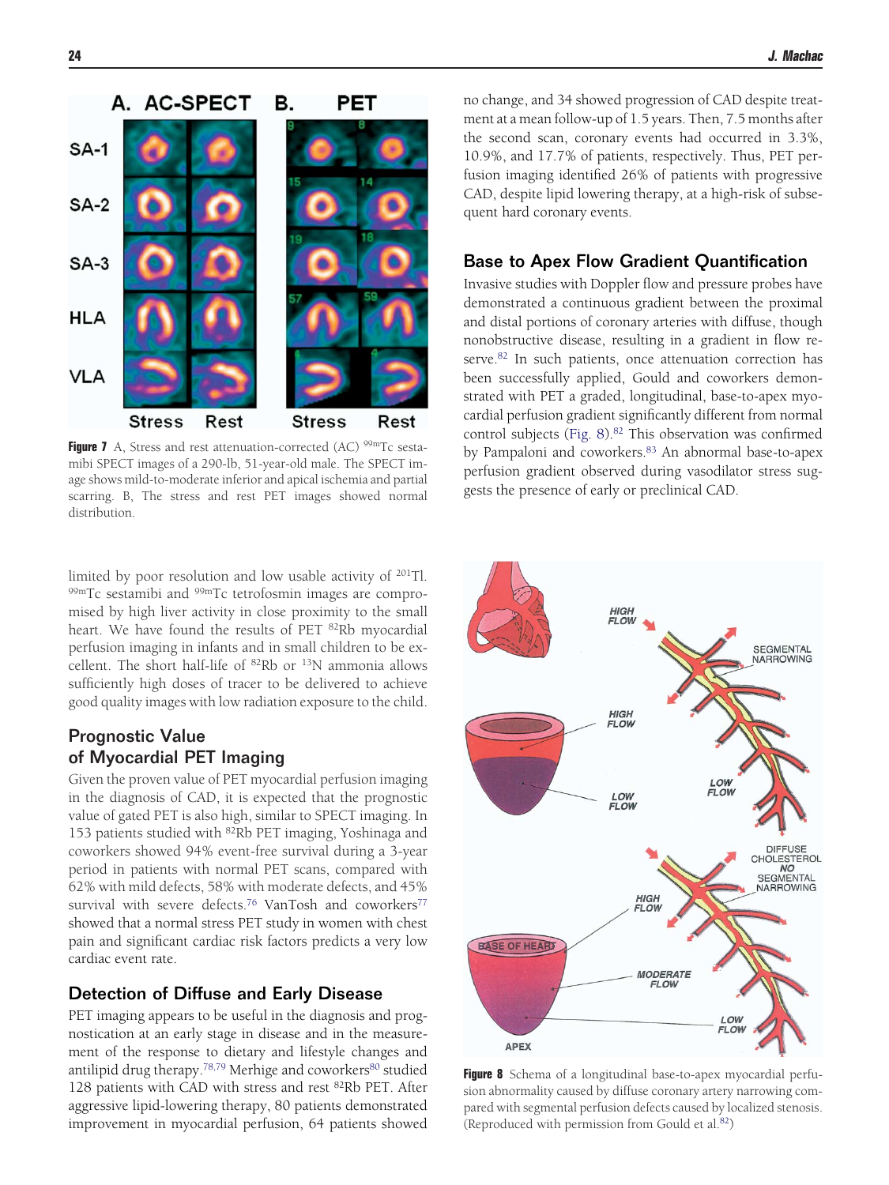Figure 7 A, Stress and rest attenuation-corrected (AC) $^{99m}$Tc sestamibi SPECT images of a 290-lb, 51-year-old male. The SPECT image shows mild-to-moderate inferior and apical ischemia and partial scarring. B, The stress and rest PET images showed normal distribution.

limited by poor resolution and low usable activity of $^{201}$Tl. $^{99m}$Tc sestamibi and $^{99m}$Tc tetrofosmin images are compromised by high liver activity in close proximity to the small heart. We have found the results of PET $^{82}$Rb myocardial perfusion imaging in infants and in small children to be excellent. The short half-life of $^{82}$Rb or $^{13}$N ammonia allows sufficiently high doses of tracer to be delivered to achieve good quality images with low radiation exposure to the child.

## Prognostic Value of Myocardial PET Imaging

Given the proven value of PET myocardial perfusion imaging in the diagnosis of CAD, it is expected that the prognostic value of gated PET is also high, similar to SPECT imaging. In 153 patients studied with $^{82}$Rb PET imaging, Yoshinaga and coworkers showed 94% event-free survival during a 3-year period in patients with normal PET scans, compared with 62% with mild defects, 58% with moderate defects, and 45% survival with severe defects.[76] VanTosh and coworkers[77] showed that a normal stress PET study in women with chest pain and significant cardiac risk factors predicts a very low cardiac event rate.

## Detection of Diffuse and Early Disease

PET imaging appears to be useful in the diagnosis and prognostication at an early stage in disease and in the measurement of the response to dietary and lifestyle changes and antilipid drug therapy.[78,79] Merhige and coworkers[80] studied 128 patients with CAD with stress and rest $^{82}$Rb PET. After aggressive lipid-lowering therapy, 80 patients demonstrated improvement in myocardial perfusion, 64 patients showed no change, and 34 showed progression of CAD despite treatment at a mean follow-up of 1.5 years. Then, 7.5 months after the second scan, coronary events had occurred in 3.3%, 10.9%, and 17.7% of patients, respectively. Thus, PET perfusion imaging identified 26% of patients with progressive CAD, despite lipid lowering therapy, at a high-risk of subsequent hard coronary events.

## Base to Apex Flow Gradient Quantification

Invasive studies with Doppler flow and pressure probes have demonstrated a continuous gradient between the proximal and distal portions of coronary arteries with diffuse, though nonobstructive disease, resulting in a gradient in flow reserve.[82] In such patients, once attenuation correction has been successfully applied, Gould and coworkers demonstrated with PET a graded, longitudinal, base-to-apex myocardial perfusion gradient significantly different from normal control subjects (Fig. 8).[82] This observation was confirmed by Pampaloni and coworkers.[83] An abnormal base-to-apex perfusion gradient observed during vasodilator stress suggests the presence of early or preclinical CAD.

Figure 8 Schema of a longitudinal base-to-apex myocardial perfusion abnormality caused by diffuse coronary artery narrowing compared with segmental perfusion defects caused by localized stenosis. (Reproduced with permission from Gould et al.[82])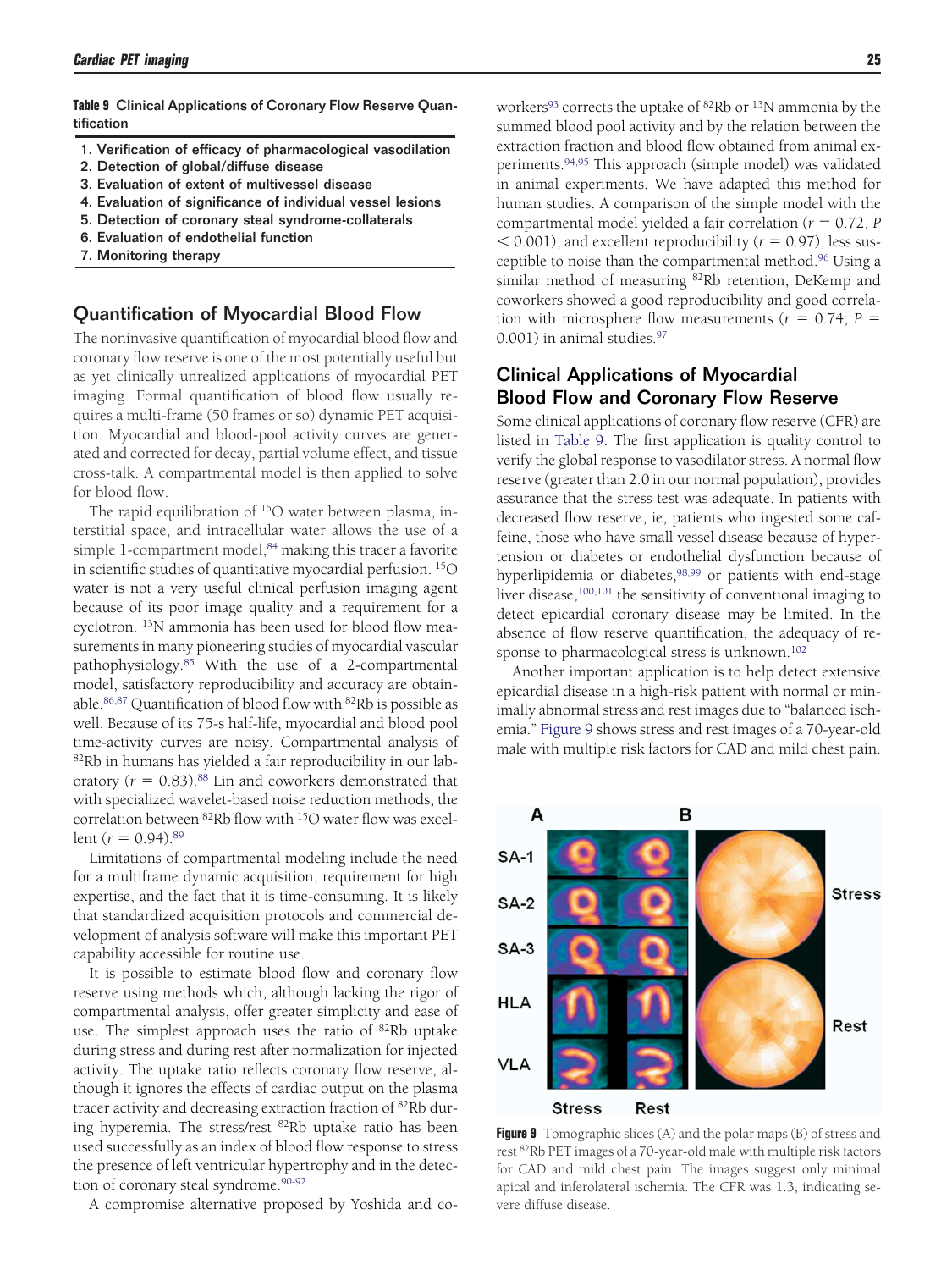**Table 9** Clinical Applications of Coronary Flow Reserve Quantification

| |
|---|
| 1. Verification of efficacy of pharmacological vasodilation |
| 2. Detection of global/diffuse disease |
| 3. Evaluation of extent of multivessel disease |
| 4. Evaluation of significance of individual vessel lesions |
| 5. Detection of coronary steal syndrome-collaterals |
| 6. Evaluation of endothelial function |
| 7. Monitoring therapy |

## Quantification of Myocardial Blood Flow

The noninvasive quantification of myocardial blood flow and coronary flow reserve is one of the most potentially useful but as yet clinically unrealized applications of myocardial PET imaging. Formal quantification of blood flow usually requires a multi-frame (50 frames or so) dynamic PET acquisition. Myocardial and blood-pool activity curves are generated and corrected for decay, partial volume effect, and tissue cross-talk. A compartmental model is then applied to solve for blood flow.

The rapid equilibration of $^{15}O$ water between plasma, interstitial space, and intracellular water allows the use of a simple 1-compartment model,[84] making this tracer a favorite in scientific studies of quantitative myocardial perfusion. $^{15}O$ water is not a very useful clinical perfusion imaging agent because of its poor image quality and a requirement for a cyclotron. $^{13}N$ ammonia has been used for blood flow measurements in many pioneering studies of myocardial vascular pathophysiology.[85] With the use of a 2-compartmental model, satisfactory reproducibility and accuracy are obtainable.[86,87] Quantification of blood flow with $^{82}Rb$ is possible as well. Because of its 75-s half-life, myocardial and blood pool time-activity curves are noisy. Compartmental analysis of $^{82}Rb$ in humans has yielded a fair reproducibility in our laboratory ($r = 0.83$).[88] Lin and coworkers demonstrated that with specialized wavelet-based noise reduction methods, the correlation between $^{82}Rb$ flow with $^{15}O$ water flow was excellent ($r = 0.94$).[89]

Limitations of compartmental modeling include the need for a multiframe dynamic acquisition, requirement for high expertise, and the fact that it is time-consuming. It is likely that standardized acquisition protocols and commercial development of analysis software will make this important PET capability accessible for routine use.

It is possible to estimate blood flow and coronary flow reserve using methods which, although lacking the rigor of compartmental analysis, offer greater simplicity and ease of use. The simplest approach uses the ratio of $^{82}Rb$ uptake during stress and during rest after normalization for injected activity. The uptake ratio reflects coronary flow reserve, although it ignores the effects of cardiac output on the plasma tracer activity and decreasing extraction fraction of $^{82}Rb$ during hyperemia. The stress/rest $^{82}Rb$ uptake ratio has been used successfully as an index of blood flow response to stress the presence of left ventricular hypertrophy and in the detection of coronary steal syndrome.[90-92]

A compromise alternative proposed by Yoshida and coworkers[93] corrects the uptake of $^{82}Rb$ or $^{13}N$ ammonia by the summed blood pool activity and by the relation between the extraction fraction and blood flow obtained from animal experiments.[94,95] This approach (simple model) was validated in animal experiments. We have adapted this method for human studies. A comparison of the simple model with the compartmental model yielded a fair correlation ($r = 0.72$, $P < 0.001$), and excellent reproducibility ($r = 0.97$), less susceptible to noise than the compartmental method.[96] Using a similar method of measuring $^{82}Rb$ retention, DeKemp and coworkers showed a good reproducibility and good correlation with microsphere flow measurements ($r = 0.74$; $P = 0.001$) in animal studies.[97]

## Clinical Applications of Myocardial Blood Flow and Coronary Flow Reserve

Some clinical applications of coronary flow reserve (CFR) are listed in Table 9. The first application is quality control to verify the global response to vasodilator stress. A normal flow reserve (greater than 2.0 in our normal population), provides assurance that the stress test was adequate. In patients with decreased flow reserve, ie, patients who ingested some caffeine, those who have small vessel disease because of hypertension or diabetes or endothelial dysfunction because of hyperlipidemia or diabetes,[98,99] or patients with end-stage liver disease,[100,101] the sensitivity of conventional imaging to detect epicardial coronary disease may be limited. In the absence of flow reserve quantification, the adequacy of response to pharmacological stress is unknown.[102]

Another important application is to help detect extensive epicardial disease in a high-risk patient with normal or minimally abnormal stress and rest images due to "balanced ischemia." Figure 9 shows stress and rest images of a 70-year-old male with multiple risk factors for CAD and mild chest pain.

**Figure 9** Tomographic slices (A) and the polar maps (B) of stress and rest $^{82}Rb$ PET images of a 70-year-old male with multiple risk factors for CAD and mild chest pain. The images suggest only minimal apical and inferolateral ischemia. The CFR was 1.3, indicating severe diffuse disease.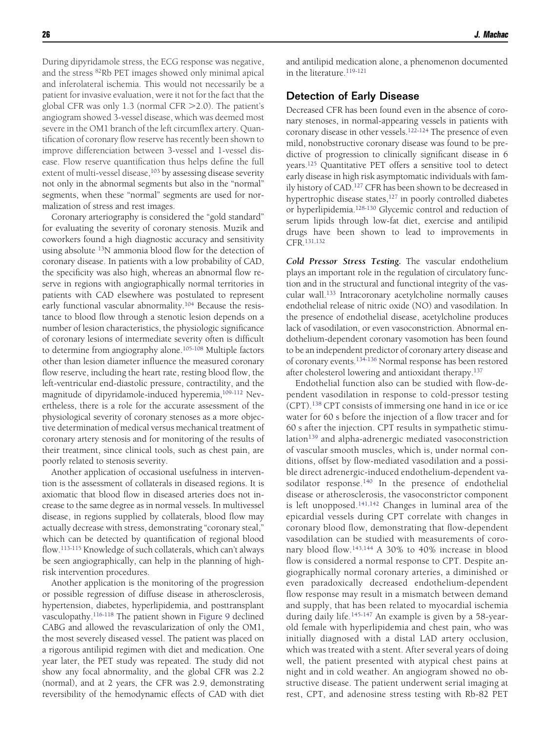During dipyridamole stress, the ECG response was negative, and the stress $^{82}$Rb PET images showed only minimal apical and inferolateral ischemia. This would not necessarily be a patient for invasive evaluation, were it not for the fact that the global CFR was only 1.3 (normal CFR $>$2.0). The patient's angiogram showed 3-vessel disease, which was deemed most severe in the OM1 branch of the left circumflex artery. Quantification of coronary flow reserve has recently been shown to improve differenciation between 3-vessel and 1-vessel disease. Flow reserve quantification thus helps define the full extent of multi-vessel disease,[103] by assessing disease severity not only in the abnormal segments but also in the "normal" segments, when these "normal" segments are used for normalization of stress and rest images.

Coronary arteriography is considered the "gold standard" for evaluating the severity of coronary stenosis. Muzik and coworkers found a high diagnostic accuracy and sensitivity using absolute $^{13}$N ammonia blood flow for the detection of coronary disease. In patients with a low probability of CAD, the specificity was also high, whereas an abnormal flow reserve in regions with angiographically normal territories in patients with CAD elsewhere was postulated to represent early functional vascular abnormality.[104] Because the resistance to blood flow through a stenotic lesion depends on a number of lesion characteristics, the physiologic significance of coronary lesions of intermediate severity often is difficult to determine from angiography alone.[105-108] Multiple factors other than lesion diameter influence the measured coronary flow reserve, including the heart rate, resting blood flow, the left-ventricular end-diastolic pressure, contractility, and the magnitude of dipyridamole-induced hyperemia,[109-112] Nevertheless, there is a role for the accurate assessment of the physiological severity of coronary stenoses as a more objective determination of medical versus mechanical treatment of coronary artery stenosis and for monitoring of the results of their treatment, since clinical tools, such as chest pain, are poorly related to stenosis severity.

Another application of occasional usefulness in intervention is the assessment of collaterals in diseased regions. It is axiomatic that blood flow in diseased arteries does not increase to the same degree as in normal vessels. In multivessel disease, in regions supplied by collaterals, blood flow may actually decrease with stress, demonstrating "coronary steal," which can be detected by quantification of regional blood flow.[113-115] Knowledge of such collaterals, which can't always be seen angiographically, can help in the planning of high-risk intervention procedures.

Another application is the monitoring of the progression or possible regression of diffuse disease in atherosclerosis, hypertension, diabetes, hyperlipidemia, and posttransplant vasculopathy.[116-118] The patient shown in Figure 9 declined CABG and allowed the revascularization of only the OM1, the most severely diseased vessel. The patient was placed on a rigorous antilipid regimen with diet and medication. One year later, the PET study was repeated. The study did not show any focal abnormality, and the global CFR was 2.2 (normal), and at 2 years, the CFR was 2.9, demonstrating reversibility of the hemodynamic effects of CAD with diet and antilipid medication alone, a phenomenon documented in the literature.[119-121]

## Detection of Early Disease

Decreased CFR has been found even in the absence of coronary stenoses, in normal-appearing vessels in patients with coronary disease in other vessels.[122-124] The presence of even mild, nonobstructive coronary disease was found to be predictive of progression to clinically significant disease in 6 years.[125] Quantitative PET offers a sensitive tool to detect early disease in high risk asymptomatic individuals with family history of CAD.[127] CFR has been shown to be decreased in hypertrophic disease states,[127] in poorly controlled diabetes or hyperlipidemia.[128-130] Glycemic control and reduction of serum lipids through low-fat diet, exercise and antilipid drugs have been shown to lead to improvements in CFR.[131,132]

***Cold Pressor Stress Testing.*** The vascular endothelium plays an important role in the regulation of circulatory function and in the structural and functional integrity of the vascular wall.[133] Intracoronary acetylcholine normally causes endothelial release of nitric oxide (NO) and vasodilation. In the presence of endothelial disease, acetylcholine produces lack of vasodilation, or even vasoconstriction. Abnormal endothelium-dependent coronary vasomotion has been found to be an independent predictor of coronary artery disease and of coronary events.[134-136] Normal response has been restored after cholesterol lowering and antioxidant therapy.[137]

Endothelial function also can be studied with flow-dependent vasodilation in response to cold-pressor testing (CPT).[138] CPT consists of immersing one hand in ice or ice water for 60 s before the injection of a flow tracer and for 60 s after the injection. CPT results in sympathetic stimulation[139] and alpha-adrenergic mediated vasoconstriction of vascular smooth muscles, which is, under normal conditions, offset by flow-mediated vasodilation and a possible direct adrenergic-induced endothelium-dependent vasodilator response.[140] In the presence of endothelial disease or atherosclerosis, the vasoconstrictor component is left unopposed.[141,142] Changes in luminal area of the epicardial vessels during CPT correlate with changes in coronary blood flow, demonstrating that flow-dependent vasodilation can be studied with measurements of coronary blood flow.[143,144] A 30% to 40% increase in blood flow is considered a normal response to CPT. Despite angiographically normal coronary arteries, a diminished or even paradoxically decreased endothelium-dependent flow response may result in a mismatch between demand and supply, that has been related to myocardial ischemia during daily life.[145-147] An example is given by a 58-year-old female with hyperlipidemia and chest pain, who was initially diagnosed with a distal LAD artery occlusion, which was treated with a stent. After several years of doing well, the patient presented with atypical chest pains at night and in cold weather. An angiogram showed no obstructive disease. The patient underwent serial imaging at rest, CPT, and adenosine stress testing with Rb-82 PET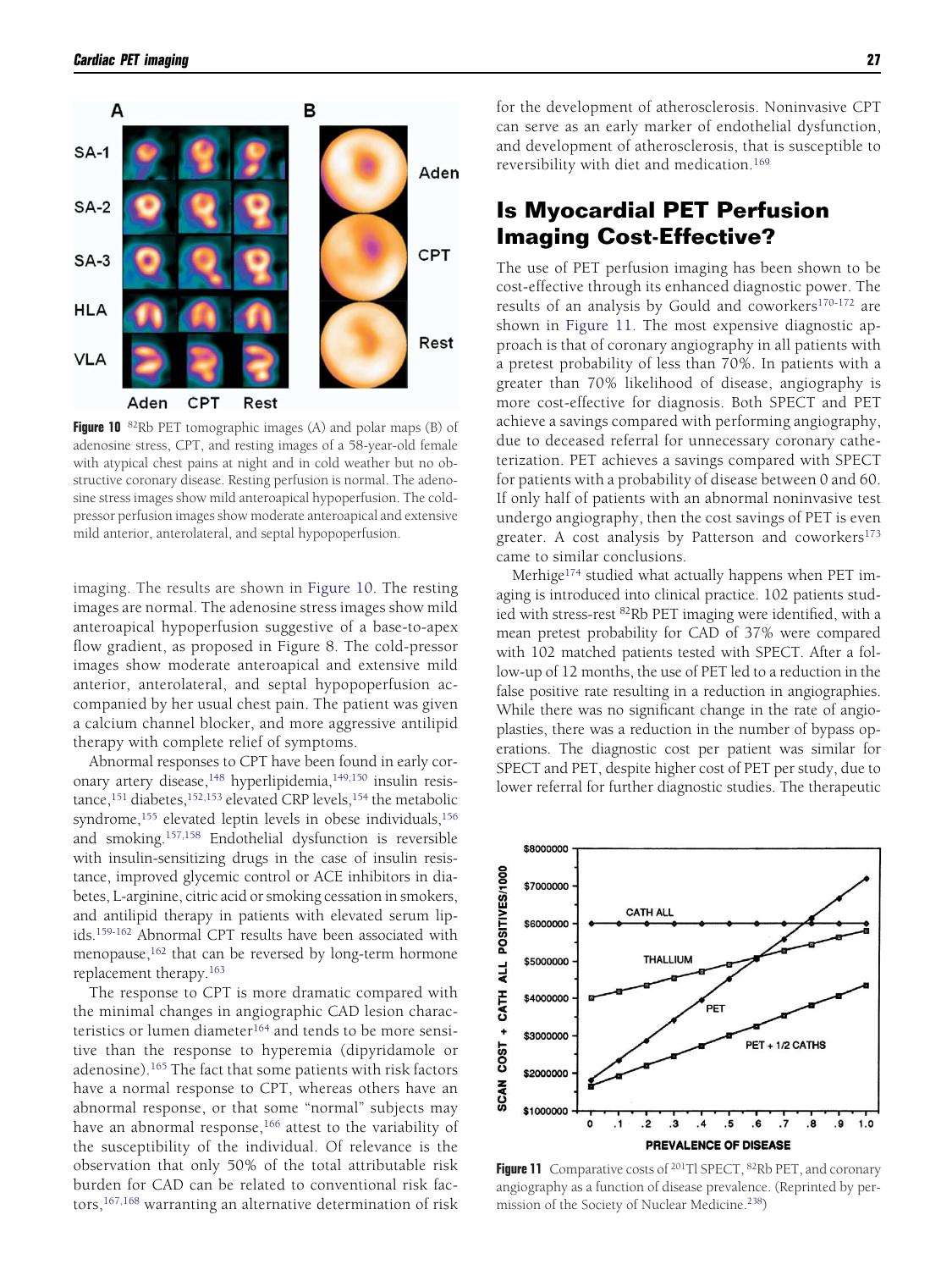**Figure 10** [82]Rb PET tomographic images (A) and polar maps (B) of adenosine stress, CPT, and resting images of a 58-year-old female with atypical chest pains at night and in cold weather but no obstructive coronary disease. Resting perfusion is normal. The adenosine stress images show mild anteroapical hypoperfusion. The cold-pressor perfusion images show moderate anteroapical and extensive mild anterior, anterolateral, and septal hypopoperfusion.

imaging. The results are shown in Figure 10. The resting images are normal. The adenosine stress images show mild anteroapical hypoperfusion suggestive of a base-to-apex flow gradient, as proposed in Figure 8. The cold-pressor images show moderate anteroapical and extensive mild anterior, anterolateral, and septal hypopoperfusion accompanied by her usual chest pain. The patient was given a calcium channel blocker, and more aggressive antilipid therapy with complete relief of symptoms.

Abnormal responses to CPT have been found in early coronary artery disease,[148] hyperlipidemia,[149,150] insulin resistance,[151] diabetes,[152,153] elevated CRP levels,[154] the metabolic syndrome,[155] elevated leptin levels in obese individuals,[156] and smoking.[157,158] Endothelial dysfunction is reversible with insulin-sensitizing drugs in the case of insulin resistance, improved glycemic control or ACE inhibitors in diabetes, L-arginine, citric acid or smoking cessation in smokers, and antilipid therapy in patients with elevated serum lipids.[159-162] Abnormal CPT results have been associated with menopause,[162] that can be reversed by long-term hormone replacement therapy.[163]

The response to CPT is more dramatic compared with the minimal changes in angiographic CAD lesion characteristics or lumen diameter[164] and tends to be more sensitive than the response to hyperemia (dipyridamole or adenosine).[165] The fact that some patients with risk factors have a normal response to CPT, whereas others have an abnormal response, or that some "normal" subjects may have an abnormal response,[166] attest to the variability of the susceptibility of the individual. Of relevance is the observation that only 50% of the total attributable risk burden for CAD can be related to conventional risk factors,[167,168] warranting an alternative determination of risk for the development of atherosclerosis. Noninvasive CPT can serve as an early marker of endothelial dysfunction, and development of atherosclerosis, that is susceptible to reversibility with diet and medication.[169]

## Is Myocardial PET Perfusion Imaging Cost-Effective?

The use of PET perfusion imaging has been shown to be cost-effective through its enhanced diagnostic power. The results of an analysis by Gould and coworkers[170-172] are shown in Figure 11. The most expensive diagnostic approach is that of coronary angiography in all patients with a pretest probability of less than 70%. In patients with a greater than 70% likelihood of disease, angiography is more cost-effective for diagnosis. Both SPECT and PET achieve a savings compared with performing angiography, due to deceased referral for unnecessary coronary catheterization. PET achieves a savings compared with SPECT for patients with a probability of disease between 0 and 60. If only half of patients with an abnormal noninvasive test undergo angiography, then the cost savings of PET is even greater. A cost analysis by Patterson and coworkers[173] came to similar conclusions.

Merhige[174] studied what actually happens when PET imaging is introduced into clinical practice. 102 patients studied with stress-rest [82]Rb PET imaging were identified, with a mean pretest probability for CAD of 37% were compared with 102 matched patients tested with SPECT. After a follow-up of 12 months, the use of PET led to a reduction in the false positive rate resulting in a reduction in angiographies. While there was no significant change in the rate of angioplasties, there was a reduction in the number of bypass operations. The diagnostic cost per patient was similar for SPECT and PET, despite higher cost of PET per study, due to lower referral for further diagnostic studies. The therapeutic

**Figure 11** Comparative costs of [201]Tl SPECT, [82]Rb PET, and coronary angiography as a function of disease prevalence. (Reprinted by permission of the Society of Nuclear Medicine.[238])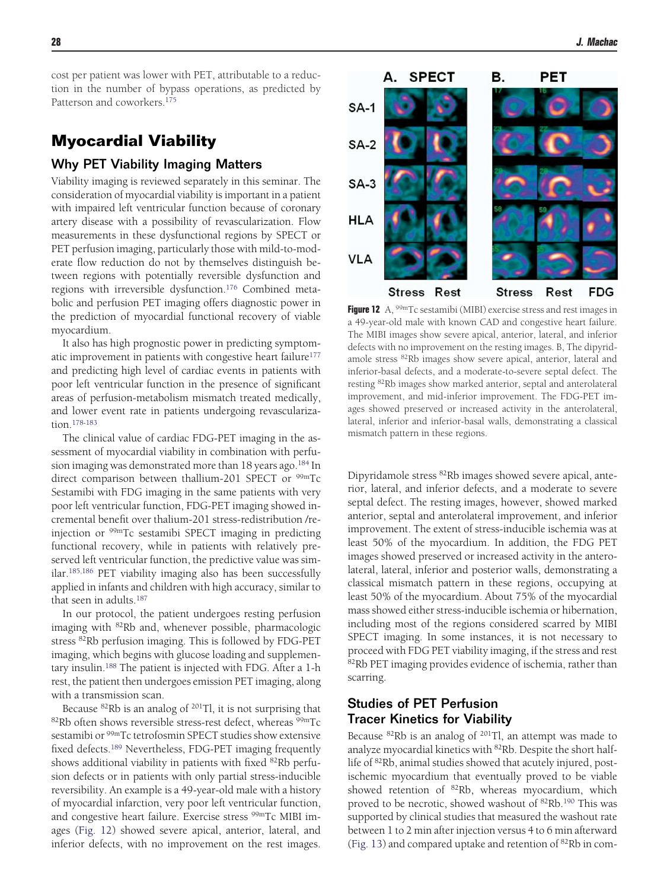cost per patient was lower with PET, attributable to a reduction in the number of bypass operations, as predicted by Patterson and coworkers.[175]

## Myocardial Viability

### Why PET Viability Imaging Matters

Viability imaging is reviewed separately in this seminar. The consideration of myocardial viability is important in a patient with impaired left ventricular function because of coronary artery disease with a possibility of revascularization. Flow measurements in these dysfunctional regions by SPECT or PET perfusion imaging, particularly those with mild-to-moderate flow reduction do not by themselves distinguish between regions with potentially reversible dysfunction and regions with irreversible dysfunction.[176] Combined metabolic and perfusion PET imaging offers diagnostic power in the prediction of myocardial functional recovery of viable myocardium.

It also has high prognostic power in predicting symptomatic improvement in patients with congestive heart failure[177] and predicting high level of cardiac events in patients with poor left ventricular function in the presence of significant areas of perfusion-metabolism mismatch treated medically, and lower event rate in patients undergoing revascularization.[178-183]

The clinical value of cardiac FDG-PET imaging in the assessment of myocardial viability in combination with perfusion imaging was demonstrated more than 18 years ago.[184] In direct comparison between thallium-201 SPECT or $^{99m}$Tc Sestamibi with FDG imaging in the same patients with very poor left ventricular function, FDG-PET imaging showed incremental benefit over thalium-201 stress-redistribution /reinjection or $^{99m}$Tc sestamibi SPECT imaging in predicting functional recovery, while in patients with relatively preserved left ventricular function, the predictive value was similar.[185,186] PET viability imaging also has been successfully applied in infants and children with high accuracy, similar to that seen in adults.[187]

In our protocol, the patient undergoes resting perfusion imaging with $^{82}$Rb and, whenever possible, pharmacologic stress $^{82}$Rb perfusion imaging. This is followed by FDG-PET imaging, which begins with glucose loading and supplementary insulin.[188] The patient is injected with FDG. After a 1-h rest, the patient then undergoes emission PET imaging, along with a transmission scan.

Because $^{82}$Rb is an analog of $^{201}$Tl, it is not surprising that $^{82}$Rb often shows reversible stress-rest defect, whereas $^{99m}$Tc sestamibi or $^{99m}$Tc tetrofosmin SPECT studies show extensive fixed defects.[189] Nevertheless, FDG-PET imaging frequently shows additional viability in patients with fixed $^{82}$Rb perfusion defects or in patients with only partial stress-inducible reversibility. An example is a 49-year-old male with a history of myocardial infarction, very poor left ventricular function, and congestive heart failure. Exercise stress $^{99m}$Tc MIBI images (Fig. 12) showed severe apical, anterior, lateral, and inferior defects, with no improvement on the rest images.

**Figure 12** A, $^{99m}$Tc sestamibi (MIBI) exercise stress and rest images in a 49-year-old male with known CAD and congestive heart failure. The MIBI images show severe apical, anterior, lateral, and inferior defects with no improvement on the resting images. B, The dipyridamole stress $^{82}$Rb images show severe apical, anterior, lateral and inferior-basal defects, and a moderate-to-severe septal defect. The resting $^{82}$Rb images show marked anterior, septal and anterolateral improvement, and mid-inferior improvement. The FDG-PET images showed preserved or increased activity in the anterolateral, lateral, inferior and inferior-basal walls, demonstrating a classical mismatch pattern in these regions.

Dipyridamole stress $^{82}$Rb images showed severe apical, anterior, lateral, and inferior defects, and a moderate to severe septal defect. The resting images, however, showed marked anterior, septal and anterolateral improvement, and inferior improvement. The extent of stress-inducible ischemia was at least 50% of the myocardium. In addition, the FDG PET images showed preserved or increased activity in the anterolateral, lateral, inferior and posterior walls, demonstrating a classical mismatch pattern in these regions, occupying at least 50% of the myocardium. About 75% of the myocardial mass showed either stress-inducible ischemia or hibernation, including most of the regions considered scarred by MIBI SPECT imaging. In some instances, it is not necessary to proceed with FDG PET viability imaging, if the stress and rest $^{82}$Rb PET imaging provides evidence of ischemia, rather than scarring.

### Studies of PET Perfusion Tracer Kinetics for Viability

Because $^{82}$Rb is an analog of $^{201}$Tl, an attempt was made to analyze myocardial kinetics with $^{82}$Rb. Despite the short half-life of $^{82}$Rb, animal studies showed that acutely injured, post-ischemic myocardium that eventually proved to be viable showed retention of $^{82}$Rb, whereas myocardium, which proved to be necrotic, showed washout of $^{82}$Rb.[190] This was supported by clinical studies that measured the washout rate between 1 to 2 min after injection versus 4 to 6 min afterward (Fig. 13) and compared uptake and retention of $^{82}$Rb in com-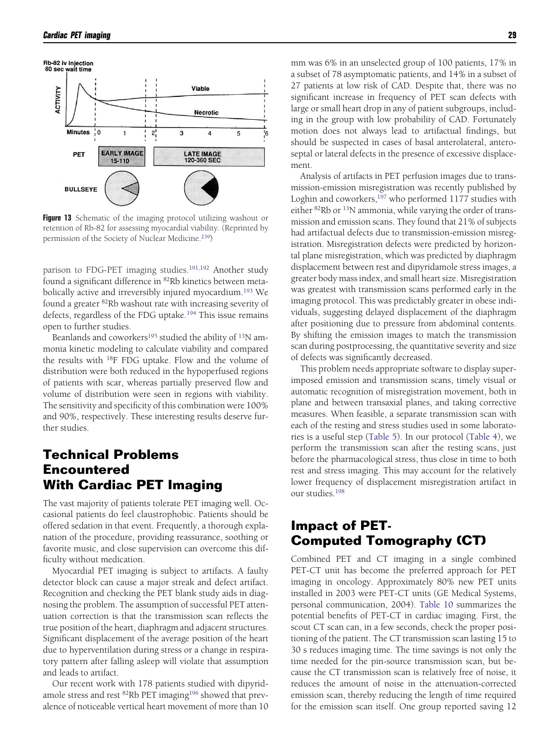**Figure 13** Schematic of the imaging protocol utilizing washout or retention of Rb-82 for assessing myocardial viability. (Reprinted by permission of the Society of Nuclear Medicine.[239])

parison to FDG-PET imaging studies.[191,192] Another study found a significant difference in $^{82}$Rb kinetics between metabolically active and irreversibly injured myocardium.[193] We found a greater $^{82}$Rb washout rate with increasing severity of defects, regardless of the FDG uptake.[194] This issue remains open to further studies.

Beanlands and coworkers[195] studied the ability of $^{13}$N ammonia kinetic modeling to calculate viability and compared the results with $^{18}$F FDG uptake. Flow and the volume of distribution were both reduced in the hypoperfused regions of patients with scar, whereas partially preserved flow and volume of distribution were seen in regions with viability. The sensitivity and specificity of this combination were 100% and 90%, respectively. These interesting results deserve further studies.

## Technical Problems Encountered With Cardiac PET Imaging

The vast majority of patients tolerate PET imaging well. Occasional patients do feel claustrophobic. Patients should be offered sedation in that event. Frequently, a thorough explanation of the procedure, providing reassurance, soothing or favorite music, and close supervision can overcome this difficulty without medication.

Myocardial PET imaging is subject to artifacts. A faulty detector block can cause a major streak and defect artifact. Recognition and checking the PET blank study aids in diagnosing the problem. The assumption of successful PET attenuation correction is that the transmission scan reflects the true position of the heart, diaphragm and adjacent structures. Significant displacement of the average position of the heart due to hyperventilation during stress or a change in respiratory pattern after falling asleep will violate that assumption and leads to artifact.

Our recent work with 178 patients studied with dipyridamole stress and rest $^{82}$Rb PET imaging[196] showed that prevalence of noticeable vertical heart movement of more than 10 mm was 6% in an unselected group of 100 patients, 17% in a subset of 78 asymptomatic patients, and 14% in a subset of 27 patients at low risk of CAD. Despite that, there was no significant increase in frequency of PET scan defects with large or small heart drop in any of patient subgroups, including in the group with low probability of CAD. Fortunately motion does not always lead to artifactual findings, but should be suspected in cases of basal anterolateral, anteroseptal or lateral defects in the presence of excessive displacement.

Analysis of artifacts in PET perfusion images due to transmission-emission misregistration was recently published by Loghin and coworkers,[197] who performed 1177 studies with either $^{82}$Rb or $^{13}$N ammonia, while varying the order of transmission and emission scans. They found that 21% of subjects had artifactual defects due to transmission-emission misregistration. Misregistration defects were predicted by horizontal plane misregistration, which was predicted by diaphragm displacement between rest and dipyridamole stress images, a greater body mass index, and small heart size. Misregistration was greatest with transmission scans performed early in the imaging protocol. This was predictably greater in obese individuals, suggesting delayed displacement of the diaphragm after positioning due to pressure from abdominal contents. By shifting the emission images to match the transmission scan during postprocessing, the quantitative severity and size of defects was significantly decreased.

This problem needs appropriate software to display superimposed emission and transmission scans, timely visual or automatic recognition of misregistration movement, both in plane and between transaxial planes, and taking corrective measures. When feasible, a separate transmission scan with each of the resting and stress studies used in some laboratories is a useful step (Table 5). In our protocol (Table 4), we perform the transmission scan after the resting scans, just before the pharmacological stress, thus close in time to both rest and stress imaging. This may account for the relatively lower frequency of displacement misregistration artifact in our studies.[198]

## Impact of PET-Computed Tomography (CT)

Combined PET and CT imaging in a single combined PET-CT unit has become the preferred approach for PET imaging in oncology. Approximately 80% new PET units installed in 2003 were PET-CT units (GE Medical Systems, personal communication, 2004). Table 10 summarizes the potential benefits of PET-CT in cardiac imaging. First, the scout CT scan can, in a few seconds, check the proper positioning of the patient. The CT transmission scan lasting 15 to 30 s reduces imaging time. The time savings is not only the time needed for the pin-source transmission scan, but because the CT transmission scan is relatively free of noise, it reduces the amount of noise in the attenuation-corrected emission scan, thereby reducing the length of time required for the emission scan itself. One group reported saving 12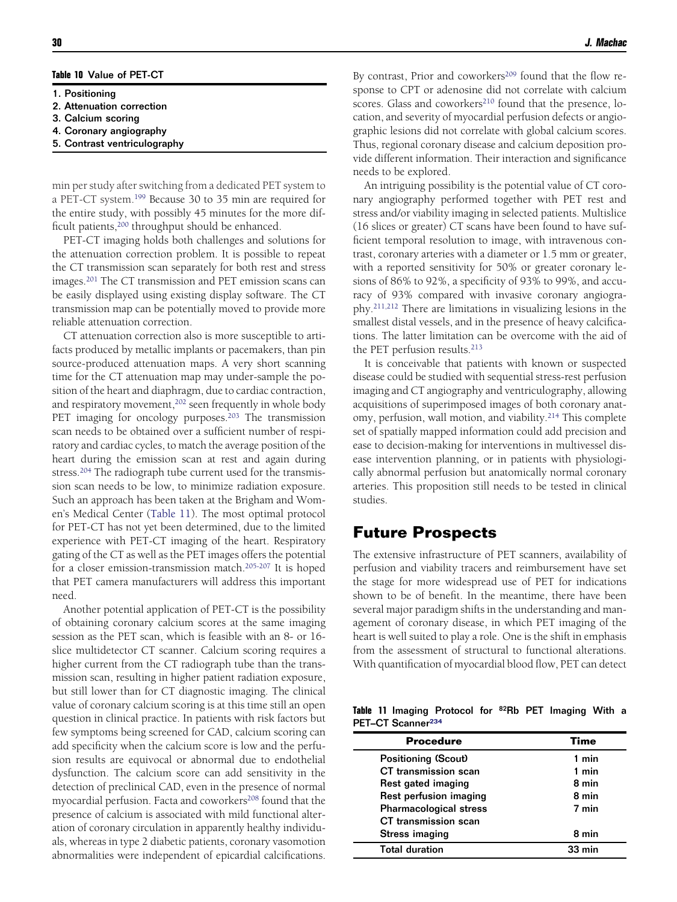**Table 10** Value of PET-CT

1. Positioning
2. Attenuation correction
3. Calcium scoring
4. Coronary angiography
5. Contrast ventriculography

min per study after switching from a dedicated PET system to a PET-CT system.[199] Because 30 to 35 min are required for the entire study, with possibly 45 minutes for the more difficult patients,[200] throughput should be enhanced.

PET-CT imaging holds both challenges and solutions for the attenuation correction problem. It is possible to repeat the CT transmission scan separately for both rest and stress images.[201] The CT transmission and PET emission scans can be easily displayed using existing display software. The CT transmission map can be potentially moved to provide more reliable attenuation correction.

CT attenuation correction also is more susceptible to artifacts produced by metallic implants or pacemakers, than pin source-produced attenuation maps. A very short scanning time for the CT attenuation map may under-sample the position of the heart and diaphragm, due to cardiac contraction, and respiratory movement,[202] seen frequently in whole body PET imaging for oncology purposes.[203] The transmission scan needs to be obtained over a sufficient number of respiratory and cardiac cycles, to match the average position of the heart during the emission scan at rest and again during stress.[204] The radiograph tube current used for the transmission scan needs to be low, to minimize radiation exposure. Such an approach has been taken at the Brigham and Women's Medical Center (Table 11). The most optimal protocol for PET-CT has not yet been determined, due to the limited experience with PET-CT imaging of the heart. Respiratory gating of the CT as well as the PET images offers the potential for a closer emission-transmission match.[205-207] It is hoped that PET camera manufacturers will address this important need.

Another potential application of PET-CT is the possibility of obtaining coronary calcium scores at the same imaging session as the PET scan, which is feasible with an 8- or 16-slice multidetector CT scanner. Calcium scoring requires a higher current from the CT radiograph tube than the transmission scan, resulting in higher patient radiation exposure, but still lower than for CT diagnostic imaging. The clinical value of coronary calcium scoring is at this time still an open question in clinical practice. In patients with risk factors but few symptoms being screened for CAD, calcium scoring can add specificity when the calcium score is low and the perfusion results are equivocal or abnormal due to endothelial dysfunction. The calcium score can add sensitivity in the detection of preclinical CAD, even in the presence of normal myocardial perfusion. Facta and coworkers[208] found that the presence of calcium is associated with mild functional alteration of coronary circulation in apparently healthy individuals, whereas in type 2 diabetic patients, coronary vasomotion abnormalities were independent of epicardial calcifications. By contrast, Prior and coworkers[209] found that the flow response to CPT or adenosine did not correlate with calcium scores. Glass and coworkers[210] found that the presence, location, and severity of myocardial perfusion defects or angiographic lesions did not correlate with global calcium scores. Thus, regional coronary disease and calcium deposition provide different information. Their interaction and significance needs to be explored.

An intriguing possibility is the potential value of CT coronary angiography performed together with PET rest and stress and/or viability imaging in selected patients. Multislice (16 slices or greater) CT scans have been found to have sufficient temporal resolution to image, with intravenous contrast, coronary arteries with a diameter or 1.5 mm or greater, with a reported sensitivity for 50% or greater coronary lesions of 86% to 92%, a specificity of 93% to 99%, and accuracy of 93% compared with invasive coronary angiography.[211,212] There are limitations in visualizing lesions in the smallest distal vessels, and in the presence of heavy calcifications. The latter limitation can be overcome with the aid of the PET perfusion results.[213]

It is conceivable that patients with known or suspected disease could be studied with sequential stress-rest perfusion imaging and CT angiography and ventriculography, allowing acquisitions of superimposed images of both coronary anatomy, perfusion, wall motion, and viability.[214] This complete set of spatially mapped information could add precision and ease to decision-making for interventions in multivessel disease intervention planning, or in patients with physiologically abnormal perfusion but anatomically normal coronary arteries. This proposition still needs to be tested in clinical studies.

## Future Prospects

The extensive infrastructure of PET scanners, availability of perfusion and viability tracers and reimbursement have set the stage for more widespread use of PET for indications shown to be of benefit. In the meantime, there have been several major paradigm shifts in the understanding and management of coronary disease, in which PET imaging of the heart is well suited to play a role. One is the shift in emphasis from the assessment of structural to functional alterations. With quantification of myocardial blood flow, PET can detect

**Table 11** Imaging Protocol for $^{82}$Rb PET Imaging With a PET–CT Scanner[234]

| Procedure | Time |
|---|---|
| Positioning (Scout) | 1 min |
| CT transmission scan | 1 min |
| Rest gated imaging | 8 min |
| Rest perfusion imaging | 8 min |
| Pharmacological stress | 7 min |
| CT transmission scan | |
| Stress imaging | 8 min |
| Total duration | 33 min |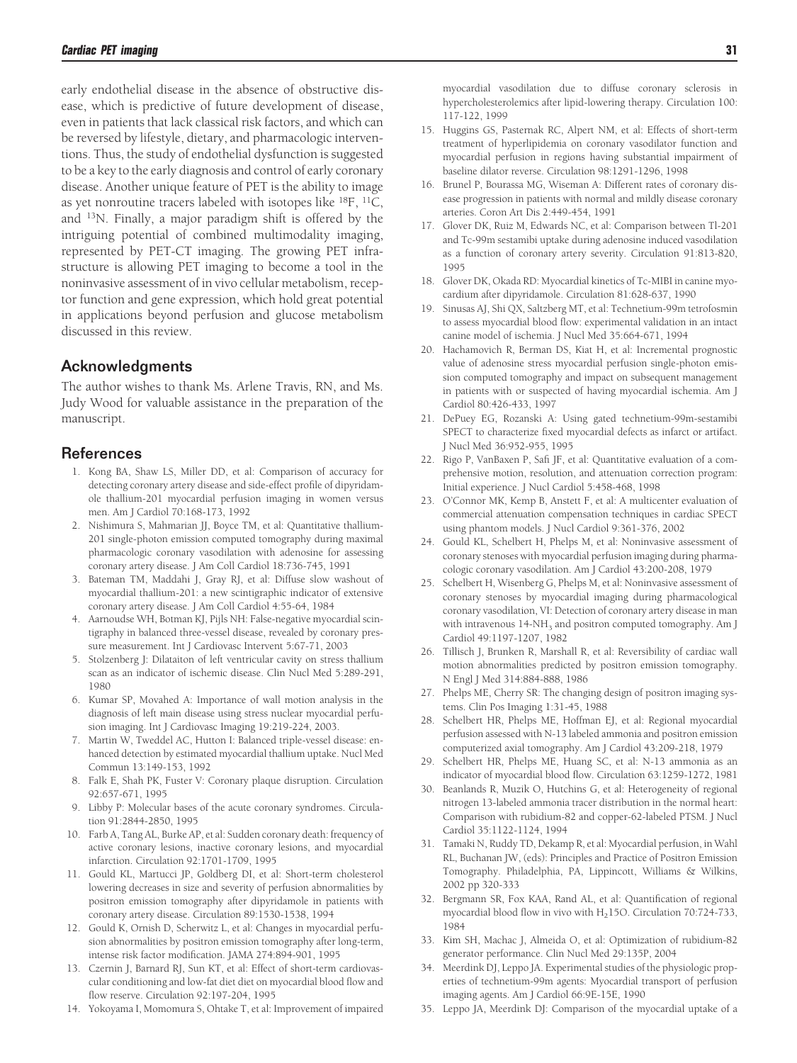early endothelial disease in the absence of obstructive disease, which is predictive of future development of disease, even in patients that lack classical risk factors, and which can be reversed by lifestyle, dietary, and pharmacologic interventions. Thus, the study of endothelial dysfunction is suggested to be a key to the early diagnosis and control of early coronary disease. Another unique feature of PET is the ability to image as yet nonroutine tracers labeled with isotopes like $^{18}$F, $^{11}$C, and $^{13}$N. Finally, a major paradigm shift is offered by the intriguing potential of combined multimodality imaging, represented by PET-CT imaging. The growing PET infrastructure is allowing PET imaging to become a tool in the noninvasive assessment of in vivo cellular metabolism, receptor function and gene expression, which hold great potential in applications beyond perfusion and glucose metabolism discussed in this review.

## Acknowledgments

The author wishes to thank Ms. Arlene Travis, RN, and Ms. Judy Wood for valuable assistance in the preparation of the manuscript.

## References

1. Kong BA, Shaw LS, Miller DD, et al: Comparison of accuracy for detecting coronary artery disease and side-effect profile of dipyridamole thallium-201 myocardial perfusion imaging in women versus men. Am J Cardiol 70:168-173, 1992
2. Nishimura S, Mahmarian JJ, Boyce TM, et al: Quantitative thallium-201 single-photon emission computed tomography during maximal pharmacologic coronary vasodilation with adenosine for assessing coronary artery disease. J Am Coll Cardiol 18:736-745, 1991
3. Bateman TM, Maddahi J, Gray RJ, et al: Diffuse slow washout of myocardial thallium-201: a new scintigraphic indicator of extensive coronary artery disease. J Am Coll Cardiol 4:55-64, 1984
4. Aarnoudse WH, Botman KJ, Pijls NH: False-negative myocardial scintigraphy in balanced three-vessel disease, revealed by coronary pressure measurement. Int J Cardiovasc Intervent 5:67-71, 2003
5. Stolzenberg J: Dilataiton of left ventricular cavity on stress thallium scan as an indicator of ischemic disease. Clin Nucl Med 5:289-291, 1980
6. Kumar SP, Movahed A: Importance of wall motion analysis in the diagnosis of left main disease using stress nuclear myocardial perfusion imaging. Int J Cardiovasc Imaging 19:219-224, 2003.
7. Martin W, Tweddel AC, Hutton I: Balanced triple-vessel disease: enhanced detection by estimated myocardial thallium uptake. Nucl Med Commun 13:149-153, 1992
8. Falk E, Shah PK, Fuster V: Coronary plaque disruption. Circulation 92:657-671, 1995
9. Libby P: Molecular bases of the acute coronary syndromes. Circulation 91:2844-2850, 1995
10. Farb A, Tang AL, Burke AP, et al: Sudden coronary death: frequency of active coronary lesions, inactive coronary lesions, and myocardial infarction. Circulation 92:1701-1709, 1995
11. Gould KL, Martucci JP, Goldberg DI, et al: Short-term cholesterol lowering decreases in size and severity of perfusion abnormalities by positron emission tomography after dipyridamole in patients with coronary artery disease. Circulation 89:1530-1538, 1994
12. Gould K, Ornish D, Scherwitz L, et al: Changes in myocardial perfusion abnormalities by positron emission tomography after long-term, intense risk factor modification. JAMA 274:894-901, 1995
13. Czernin J, Barnard RJ, Sun KT, et al: Effect of short-term cardiovascular conditioning and low-fat diet diet on myocardial blood flow and flow reserve. Circulation 92:197-204, 1995
14. Yokoyama I, Momomura S, Ohtake T, et al: Improvement of impaired myocardial vasodilation due to diffuse coronary sclerosis in hypercholesterolemics after lipid-lowering therapy. Circulation 100: 117-122, 1999
15. Huggins GS, Pasternak RC, Alpert NM, et al: Effects of short-term treatment of hyperlipidemia on coronary vasodilator function and myocardial perfusion in regions having substantial impairment of baseline dilator reverse. Circulation 98:1291-1296, 1998
16. Brunel P, Bourassa MG, Wiseman A: Different rates of coronary disease progression in patients with normal and mildly disease coronary arteries. Coron Art Dis 2:449-454, 1991
17. Glover DK, Ruiz M, Edwards NC, et al: Comparison between Tl-201 and Tc-99m sestamibi uptake during adenosine induced vasodilation as a function of coronary artery severity. Circulation 91:813-820, 1995
18. Glover DK, Okada RD: Myocardial kinetics of Tc-MIBI in canine myocardium after dipyridamole. Circulation 81:628-637, 1990
19. Sinusas AJ, Shi QX, Saltzberg MT, et al: Technetium-99m tetrofosmin to assess myocardial blood flow: experimental validation in an intact canine model of ischemia. J Nucl Med 35:664-671, 1994
20. Hachamovich R, Berman DS, Kiat H, et al: Incremental prognostic value of adenosine stress myocardial perfusion single-photon emission computed tomography and impact on subsequent management in patients with or suspected of having myocardial ischemia. Am J Cardiol 80:426-433, 1997
21. DePuey EG, Rozanski A: Using gated technetium-99m-sestamibi SPECT to characterize fixed myocardial defects as infarct or artifact. J Nucl Med 36:952-955, 1995
22. Rigo P, VanBaxen P, Safi JF, et al: Quantitative evaluation of a comprehensive motion, resolution, and attenuation correction program: Initial experience. J Nucl Cardiol 5:458-468, 1998
23. O'Connor MK, Kemp B, Anstett F, et al: A multicenter evaluation of commercial attenuation compensation techniques in cardiac SPECT using phantom models. J Nucl Cardiol 9:361-376, 2002
24. Gould KL, Schelbert H, Phelps M, et al: Noninvasive assessment of coronary stenoses with myocardial perfusion imaging during pharmacologic coronary vasodilation. Am J Cardiol 43:200-208, 1979
25. Schelbert H, Wisenberg G, Phelps M, et al: Noninvasive assessment of coronary stenoses by myocardial imaging during pharmacological coronary vasodilation, VI: Detection of coronary artery disease in man with intravenous 14-$NH_3$ and positron computed tomography. Am J Cardiol 49:1197-1207, 1982
26. Tillisch J, Brunken R, Marshall R, et al: Reversibility of cardiac wall motion abnormalities predicted by positron emission tomography. N Engl J Med 314:884-888, 1986
27. Phelps ME, Cherry SR: The changing design of positron imaging systems. Clin Pos Imaging 1:31-45, 1988
28. Schelbert HR, Phelps ME, Hoffman EJ, et al: Regional myocardial perfusion assessed with N-13 labeled ammonia and positron emission computerized axial tomography. Am J Cardiol 43:209-218, 1979
29. Schelbert HR, Phelps ME, Huang SC, et al: N-13 ammonia as an indicator of myocardial blood flow. Circulation 63:1259-1272, 1981
30. Beanlands R, Muzik O, Hutchins G, et al: Heterogeneity of regional nitrogen 13-labeled ammonia tracer distribution in the normal heart: Comparison with rubidium-82 and copper-62-labeled PTSM. J Nucl Cardiol 35:1122-1124, 1994
31. Tamaki N, Ruddy TD, Dekamp R, et al: Myocardial perfusion, in Wahl RL, Buchanan JW, (eds): Principles and Practice of Positron Emission Tomography. Philadelphia, PA, Lippincott, Williams & Wilkins, 2002 pp 320-333
32. Bergmann SR, Fox KAA, Rand AL, et al: Quantification of regional myocardial blood flow in vivo with $H_2$15O. Circulation 70:724-733, 1984
33. Kim SH, Machac J, Almeida O, et al: Optimization of rubidium-82 generator performance. Clin Nucl Med 29:135P, 2004
34. Meerdink DJ, Leppo JA. Experimental studies of the physiologic properties of technetium-99m agents: Myocardial transport of perfusion imaging agents. Am J Cardiol 66:9E-15E, 1990
35. Leppo JA, Meerdink DJ: Comparison of the myocardial uptake of a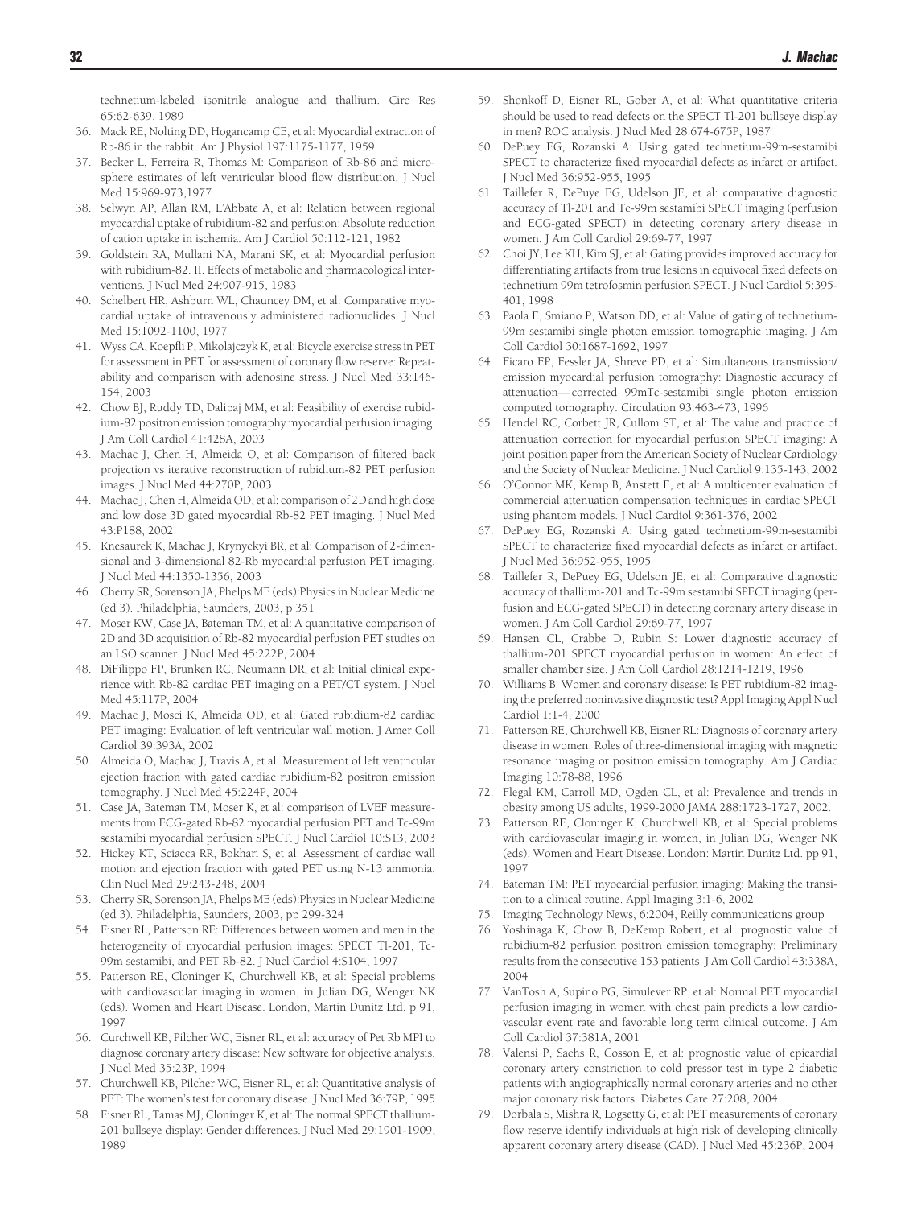technetium-labeled isonitrile analogue and thallium. Circ Res 65:62-639, 1989

36. Mack RE, Nolting DD, Hogancamp CE, et al: Myocardial extraction of Rb-86 in the rabbit. Am J Physiol 197:1175-1177, 1959
37. Becker L, Ferreira R, Thomas M: Comparison of Rb-86 and microsphere estimates of left ventricular blood flow distribution. J Nucl Med 15:969-973,1977
38. Selwyn AP, Allan RM, L'Abbate A, et al: Relation between regional myocardial uptake of rubidium-82 and perfusion: Absolute reduction of cation uptake in ischemia. Am J Cardiol 50:112-121, 1982
39. Goldstein RA, Mullani NA, Marani SK, et al: Myocardial perfusion with rubidium-82. II. Effects of metabolic and pharmacological interventions. J Nucl Med 24:907-915, 1983
40. Schelbert HR, Ashburn WL, Chauncey DM, et al: Comparative myocardial uptake of intravenously administered radionuclides. J Nucl Med 15:1092-1100, 1977
41. Wyss CA, Koepfli P, Mikolajczyk K, et al: Bicycle exercise stress in PET for assessment in PET for assessment of coronary flow reserve: Repeatability and comparison with adenosine stress. J Nucl Med 33:146-154, 2003
42. Chow BJ, Ruddy TD, Dalipaj MM, et al: Feasibility of exercise rubidium-82 positron emission tomography myocardial perfusion imaging. J Am Coll Cardiol 41:428A, 2003
43. Machac J, Chen H, Almeida O, et al: Comparison of filtered back projection vs iterative reconstruction of rubidium-82 PET perfusion images. J Nucl Med 44:270P, 2003
44. Machac J, Chen H, Almeida OD, et al: comparison of 2D and high dose and low dose 3D gated myocardial Rb-82 PET imaging. J Nucl Med 43:P188, 2002
45. Knesaurek K, Machac J, Krynyckyi BR, et al: Comparison of 2-dimensional and 3-dimensional 82-Rb myocardial perfusion PET imaging. J Nucl Med 44:1350-1356, 2003
46. Cherry SR, Sorenson JA, Phelps ME (eds):Physics in Nuclear Medicine (ed 3). Philadelphia, Saunders, 2003, p 351
47. Moser KW, Case JA, Bateman TM, et al: A quantitative comparison of 2D and 3D acquisition of Rb-82 myocardial perfusion PET studies on an LSO scanner. J Nucl Med 45:222P, 2004
48. DiFilippo FP, Brunken RC, Neumann DR, et al: Initial clinical experience with Rb-82 cardiac PET imaging on a PET/CT system. J Nucl Med 45:117P, 2004
49. Machac J, Mosci K, Almeida OD, et al: Gated rubidium-82 cardiac PET imaging: Evaluation of left ventricular wall motion. J Amer Coll Cardiol 39:393A, 2002
50. Almeida O, Machac J, Travis A, et al: Measurement of left ventricular ejection fraction with gated cardiac rubidium-82 positron emission tomography. J Nucl Med 45:224P, 2004
51. Case JA, Bateman TM, Moser K, et al: comparison of LVEF measurements from ECG-gated Rb-82 myocardial perfusion PET and Tc-99m sestamibi myocardial perfusion SPECT. J Nucl Cardiol 10:S13, 2003
52. Hickey KT, Sciacca RR, Bokhari S, et al: Assessment of cardiac wall motion and ejection fraction with gated PET using N-13 ammonia. Clin Nucl Med 29:243-248, 2004
53. Cherry SR, Sorenson JA, Phelps ME (eds):Physics in Nuclear Medicine (ed 3). Philadelphia, Saunders, 2003, pp 299-324
54. Eisner RL, Patterson RE: Differences between women and men in the heterogeneity of myocardial perfusion images: SPECT Tl-201, Tc-99m sestamibi, and PET Rb-82. J Nucl Cardiol 4:S104, 1997
55. Patterson RE, Cloninger K, Churchwell KB, et al: Special problems with cardiovascular imaging in women, in Julian DG, Wenger NK (eds). Women and Heart Disease. London, Martin Dunitz Ltd. p 91, 1997
56. Curchwell KB, Pilcher WC, Eisner RL, et al: accuracy of Pet Rb MPI to diagnose coronary artery disease: New software for objective analysis. J Nucl Med 35:23P, 1994
57. Churchwell KB, Pilcher WC, Eisner RL, et al: Quantitative analysis of PET: The women's test for coronary disease. J Nucl Med 36:79P, 1995
58. Eisner RL, Tamas MJ, Cloninger K, et al: The normal SPECT thallium-201 bullseye display: Gender differences. J Nucl Med 29:1901-1909, 1989
59. Shonkoff D, Eisner RL, Gober A, et al: What quantitative criteria should be used to read defects on the SPECT Tl-201 bullseye display in men? ROC analysis. J Nucl Med 28:674-675P, 1987
60. DePuey EG, Rozanski A: Using gated technetium-99m-sestamibi SPECT to characterize fixed myocardial defects as infarct or artifact. J Nucl Med 36:952-955, 1995
61. Taillefer R, DePuye EG, Udelson JE, et al: comparative diagnostic accuracy of Tl-201 and Tc-99m sestamibi SPECT imaging (perfusion and ECG-gated SPECT) in detecting coronary artery disease in women. J Am Coll Cardiol 29:69-77, 1997
62. Choi JY, Lee KH, Kim SJ, et al: Gating provides improved accuracy for differentiating artifacts from true lesions in equivocal fixed defects on technetium 99m tetrofosmin perfusion SPECT. J Nucl Cardiol 5:395-401, 1998
63. Paola E, Smiano P, Watson DD, et al: Value of gating of technetium-99m sestamibi single photon emission tomographic imaging. J Am Coll Cardiol 30:1687-1692, 1997
64. Ficaro EP, Fessler JA, Shreve PD, et al: Simultaneous transmission/emission myocardial perfusion tomography: Diagnostic accuracy of attenuation—corrected 99mTc-sestamibi single photon emission computed tomography. Circulation 93:463-473, 1996
65. Hendel RC, Corbett JR, Cullom ST, et al: The value and practice of attenuation correction for myocardial perfusion SPECT imaging: A joint position paper from the American Society of Nuclear Cardiology and the Society of Nuclear Medicine. J Nucl Cardiol 9:135-143, 2002
66. O'Connor MK, Kemp B, Anstett F, et al: A multicenter evaluation of commercial attenuation compensation techniques in cardiac SPECT using phantom models. J Nucl Cardiol 9:361-376, 2002
67. DePuey EG, Rozanski A: Using gated technetium-99m-sestamibi SPECT to characterize fixed myocardial defects as infarct or artifact. J Nucl Med 36:952-955, 1995
68. Taillefer R, DePuey EG, Udelson JE, et al: Comparative diagnostic accuracy of thallium-201 and Tc-99m sestamibi SPECT imaging (perfusion and ECG-gated SPECT) in detecting coronary artery disease in women. J Am Coll Cardiol 29:69-77, 1997
69. Hansen CL, Crabbe D, Rubin S: Lower diagnostic accuracy of thallium-201 SPECT myocardial perfusion in women: An effect of smaller chamber size. J Am Coll Cardiol 28:1214-1219, 1996
70. Williams B: Women and coronary disease: Is PET rubidium-82 imaging the preferred noninvasive diagnostic test? Appl Imaging Appl Nucl Cardiol 1:1-4, 2000
71. Patterson RE, Churchwell KB, Eisner RL: Diagnosis of coronary artery disease in women: Roles of three-dimensional imaging with magnetic resonance imaging or positron emission tomography. Am J Cardiac Imaging 10:78-88, 1996
72. Flegal KM, Carroll MD, Ogden CL, et al: Prevalence and trends in obesity among US adults, 1999-2000 JAMA 288:1723-1727, 2002.
73. Patterson RE, Cloninger K, Churchwell KB, et al: Special problems with cardiovascular imaging in women, in Julian DG, Wenger NK (eds). Women and Heart Disease. London: Martin Dunitz Ltd. pp 91, 1997
74. Bateman TM: PET myocardial perfusion imaging: Making the transition to a clinical routine. Appl Imaging 3:1-6, 2002
75. Imaging Technology News, 6:2004, Reilly communications group
76. Yoshinaga K, Chow B, DeKemp Robert, et al: prognostic value of rubidium-82 perfusion positron emission tomography: Preliminary results from the consecutive 153 patients. J Am Coll Cardiol 43:338A, 2004
77. VanTosh A, Supino PG, Simulever RP, et al: Normal PET myocardial perfusion imaging in women with chest pain predicts a low cardiovascular event rate and favorable long term clinical outcome. J Am Coll Cardiol 37:381A, 2001
78. Valensi P, Sachs R, Cosson E, et al: prognostic value of epicardial coronary artery constriction to cold pressor test in type 2 diabetic patients with angiographically normal coronary arteries and no other major coronary risk factors. Diabetes Care 27:208, 2004
79. Dorbala S, Mishra R, Logsetty G, et al: PET measurements of coronary flow reserve identify individuals at high risk of developing clinically apparent coronary artery disease (CAD). J Nucl Med 45:236P, 2004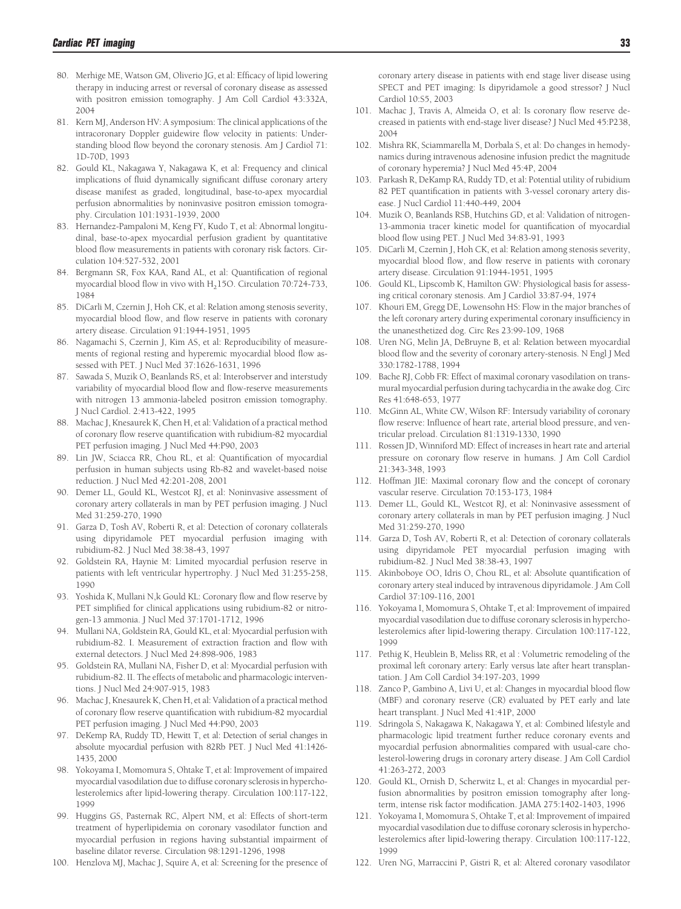80. Merhige ME, Watson GM, Oliverio JG, et al: Efficacy of lipid lowering therapy in inducing arrest or reversal of coronary disease as assessed with positron emission tomography. J Am Coll Cardiol 43:332A, 2004
81. Kern MJ, Anderson HV: A symposium: The clinical applications of the intracoronary Doppler guidewire flow velocity in patients: Understanding blood flow beyond the coronary stenosis. Am J Cardiol 71: 1D-70D, 1993
82. Gould KL, Nakagawa Y, Nakagawa K, et al: Frequency and clinical implications of fluid dynamically significant diffuse coronary artery disease manifest as graded, longitudinal, base-to-apex myocardial perfusion abnormalities by noninvasive positron emission tomography. Circulation 101:1931-1939, 2000
83. Hernandez-Pampaloni M, Keng FY, Kudo T, et al: Abnormal longitudinal, base-to-apex myocardial perfusion gradient by quantitative blood flow measurements in patients with coronary risk factors. Circulation 104:527-532, 2001
84. Bergmann SR, Fox KAA, Rand AL, et al: Quantification of regional myocardial blood flow in vivo with $H_2$15O. Circulation 70:724-733, 1984
85. DiCarli M, Czernin J, Hoh CK, et al: Relation among stenosis severity, myocardial blood flow, and flow reserve in patients with coronary artery disease. Circulation 91:1944-1951, 1995
86. Nagamachi S, Czernin J, Kim AS, et al: Reproducibility of measurements of regional resting and hyperemic myocardial blood flow assessed with PET. J Nucl Med 37:1626-1631, 1996
87. Sawada S, Muzik O, Beanlands RS, et al: Interobserver and interstudy variability of myocardial blood flow and flow-reserve measurements with nitrogen 13 ammonia-labeled positron emission tomography. J Nucl Cardiol. 2:413-422, 1995
88. Machac J, Knesaurek K, Chen H, et al: Validation of a practical method of coronary flow reserve quantification with rubidium-82 myocardial PET perfusion imaging. J Nucl Med 44:P90, 2003
89. Lin JW, Sciacca RR, Chou RL, et al: Quantification of myocardial perfusion in human subjects using Rb-82 and wavelet-based noise reduction. J Nucl Med 42:201-208, 2001
90. Demer LL, Gould KL, Westcot RJ, et al: Noninvasive assessment of coronary artery collaterals in man by PET perfusion imaging. J Nucl Med 31:259-270, 1990
91. Garza D, Tosh AV, Roberti R, et al: Detection of coronary collaterals using dipyridamole PET myocardial perfusion imaging with rubidium-82. J Nucl Med 38:38-43, 1997
92. Goldstein RA, Haynie M: Limited myocardial perfusion reserve in patients with left ventricular hypertrophy. J Nucl Med 31:255-258, 1990
93. Yoshida K, Mullani N,k Gould KL: Coronary flow and flow reserve by PET simplified for clinical applications using rubidium-82 or nitrogen-13 ammonia. J Nucl Med 37:1701-1712, 1996
94. Mullani NA, Goldstein RA, Gould KL, et al: Myocardial perfusion with rubidium-82. I. Measurement of extraction fraction and flow with external detectors. J Nucl Med 24:898-906, 1983
95. Goldstein RA, Mullani NA, Fisher D, et al: Myocardial perfusion with rubidium-82. II. The effects of metabolic and pharmacologic interventions. J Nucl Med 24:907-915, 1983
96. Machac J, Knesaurek K, Chen H, et al: Validation of a practical method of coronary flow reserve quantification with rubidium-82 myocardial PET perfusion imaging. J Nucl Med 44:P90, 2003
97. DeKemp RA, Ruddy TD, Hewitt T, et al: Detection of serial changes in absolute myocardial perfusion with 82Rb PET. J Nucl Med 41:1426-1435, 2000
98. Yokoyama I, Momomura S, Ohtake T, et al: Improvement of impaired myocardial vasodilation due to diffuse coronary sclerosis in hypercholesterolemics after lipid-lowering therapy. Circulation 100:117-122, 1999
99. Huggins GS, Pasternak RC, Alpert NM, et al: Effects of short-term treatment of hyperlipidemia on coronary vasodilator function and myocardial perfusion in regions having substantial impairment of baseline dilator reverse. Circulation 98:1291-1296, 1998
100. Henzlova MJ, Machac J, Squire A, et al: Screening for the presence of coronary artery disease in patients with end stage liver disease using SPECT and PET imaging: Is dipyridamole a good stressor? J Nucl Cardiol 10:S5, 2003
101. Machac J, Travis A, Almeida O, et al: Is coronary flow reserve decreased in patients with end-stage liver disease? J Nucl Med 45:P238, 2004
102. Mishra RK, Sciammarella M, Dorbala S, et al: Do changes in hemodynamics during intravenous adenosine infusion predict the magnitude of coronary hyperemia? J Nucl Med 45:4P, 2004
103. Parkash R, DeKamp RA, Ruddy TD, et al: Potential utility of rubidium 82 PET quantification in patients with 3-vessel coronary artery disease. J Nucl Cardiol 11:440-449, 2004
104. Muzik O, Beanlands RSB, Hutchins GD, et al: Validation of nitrogen-13-ammonia tracer kinetic model for quantification of myocardial blood flow using PET. J Nucl Med 34:83-91, 1993
105. DiCarli M, Czernin J, Hoh CK, et al: Relation among stenosis severity, myocardial blood flow, and flow reserve in patients with coronary artery disease. Circulation 91:1944-1951, 1995
106. Gould KL, Lipscomb K, Hamilton GW: Physiological basis for assessing critical coronary stenosis. Am J Cardiol 33:87-94, 1974
107. Khouri EM, Gregg DE, Lowensohn HS: Flow in the major branches of the left coronary artery during experimental coronary insufficiency in the unanesthetized dog. Circ Res 23:99-109, 1968
108. Uren NG, Melin JA, DeBruyne B, et al: Relation between myocardial blood flow and the severity of coronary artery-stenosis. N Engl J Med 330:1782-1788, 1994
109. Bache RJ, Cobb FR: Effect of maximal coronary vasodilation on transmural myocardial perfusion during tachycardia in the awake dog. Circ Res 41:648-653, 1977
110. McGinn AL, White CW, Wilson RF: Intersudy variability of coronary flow reserve: Influence of heart rate, arterial blood pressure, and ventricular preload. Circulation 81:1319-1330, 1990
111. Rossen JD, Winniford MD: Effect of increases in heart rate and arterial pressure on coronary flow reserve in humans. J Am Coll Cardiol 21:343-348, 1993
112. Hoffman JIE: Maximal coronary flow and the concept of coronary vascular reserve. Circulation 70:153-173, 1984
113. Demer LL, Gould KL, Westcot RJ, et al: Noninvasive assessment of coronary artery collaterals in man by PET perfusion imaging. J Nucl Med 31:259-270, 1990
114. Garza D, Tosh AV, Roberti R, et al: Detection of coronary collaterals using dipyridamole PET myocardial perfusion imaging with rubidium-82. J Nucl Med 38:38-43, 1997
115. Akinboboye OO, Idris O, Chou RL, et al: Absolute quantification of coronary artery steal induced by intravenous dipyridamole. J Am Coll Cardiol 37:109-116, 2001
116. Yokoyama I, Momomura S, Ohtake T, et al: Improvement of impaired myocardial vasodilation due to diffuse coronary sclerosis in hypercholesterolemics after lipid-lowering therapy. Circulation 100:117-122, 1999
117. Pethig K, Heublein B, Meliss RR, et al : Volumetric remodeling of the proximal left coronary artery: Early versus late after heart transplantation. J Am Coll Cardiol 34:197-203, 1999
118. Zanco P, Gambino A, Livi U, et al: Changes in myocardial blood flow (MBF) and coronary reserve (CR) evaluated by PET early and late heart transplant. J Nucl Med 41:41P, 2000
119. Sdringola S, Nakagawa K, Nakagawa Y, et al: Combined lifestyle and pharmacologic lipid treatment further reduce coronary events and myocardial perfusion abnormalities compared with usual-care cholesterol-lowering drugs in coronary artery disease. J Am Coll Cardiol 41:263-272, 2003
120. Gould KL, Ornish D, Scherwitz L, et al: Changes in myocardial perfusion abnormalities by positron emission tomography after long-term, intense risk factor modification. JAMA 275:1402-1403, 1996
121. Yokoyama I, Momomura S, Ohtake T, et al: Improvement of impaired myocardial vasodilation due to diffuse coronary sclerosis in hypercholesterolemics after lipid-lowering therapy. Circulation 100:117-122, 1999
122. Uren NG, Marraccini P, Gistri R, et al: Altered coronary vasodilator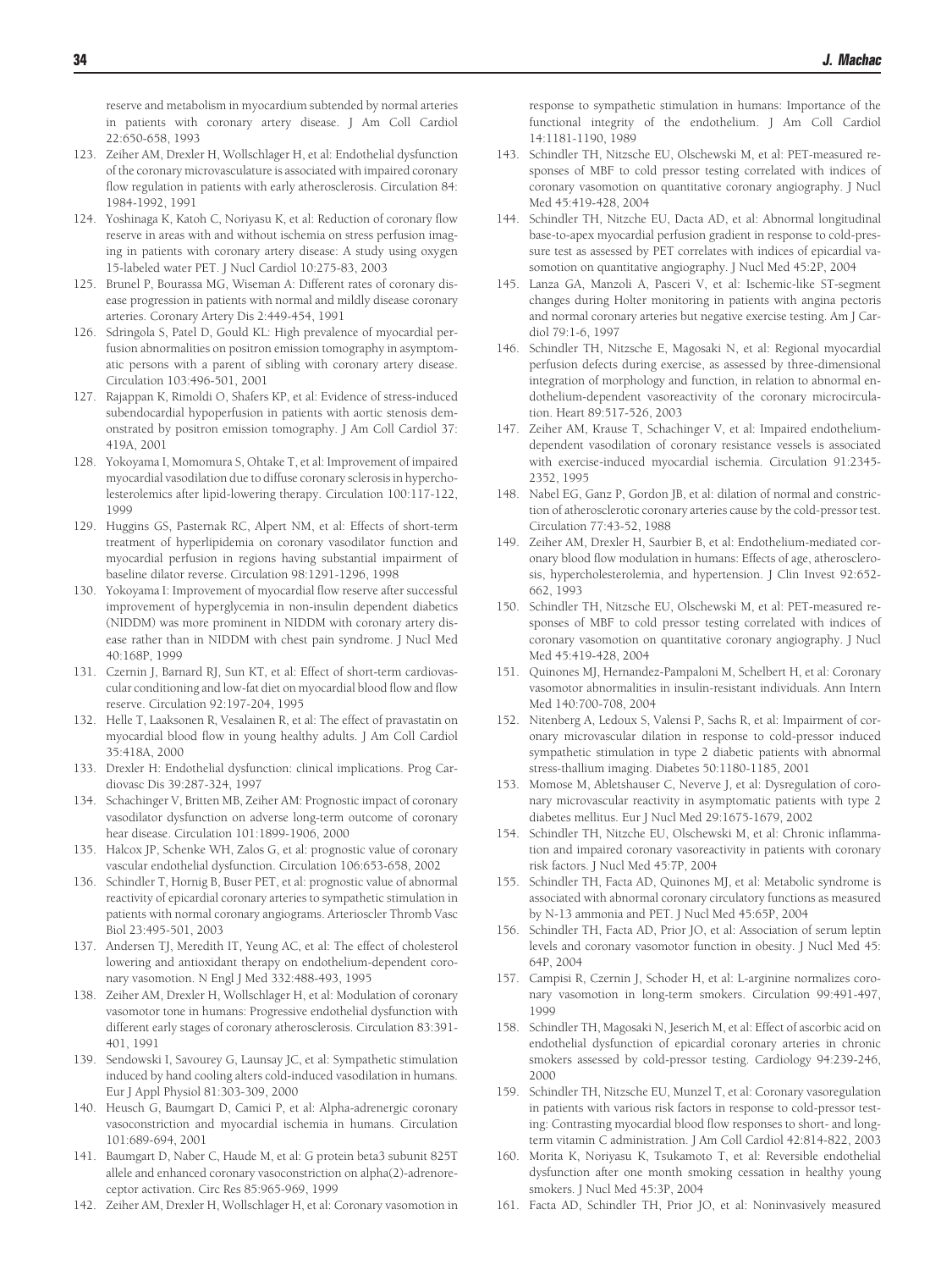reserve and metabolism in myocardium subtended by normal arteries in patients with coronary artery disease. J Am Coll Cardiol 22:650-658, 1993

123. Zeiher AM, Drexler H, Wollschlager H, et al: Endothelial dysfunction of the coronary microvasculature is associated with impaired coronary flow regulation in patients with early atherosclerosis. Circulation 84: 1984-1992, 1991
124. Yoshinaga K, Katoh C, Noriyasu K, et al: Reduction of coronary flow reserve in areas with and without ischemia on stress perfusion imaging in patients with coronary artery disease: A study using oxygen 15-labeled water PET. J Nucl Cardiol 10:275-83, 2003
125. Brunel P, Bourassa MG, Wiseman A: Different rates of coronary disease progression in patients with normal and mildly disease coronary arteries. Coronary Artery Dis 2:449-454, 1991
126. Sdringola S, Patel D, Gould KL: High prevalence of myocardial perfusion abnormalities on positron emission tomography in asymptomatic persons with a parent of sibling with coronary artery disease. Circulation 103:496-501, 2001
127. Rajappan K, Rimoldi O, Shafers KP, et al: Evidence of stress-induced subendocardial hypoperfusion in patients with aortic stenosis demonstrated by positron emission tomography. J Am Coll Cardiol 37: 419A, 2001
128. Yokoyama I, Momomura S, Ohtake T, et al: Improvement of impaired myocardial vasodilation due to diffuse coronary sclerosis in hypercholesterolemics after lipid-lowering therapy. Circulation 100:117-122, 1999
129. Huggins GS, Pasternak RC, Alpert NM, et al: Effects of short-term treatment of hyperlipidemia on coronary vasodilator function and myocardial perfusion in regions having substantial impairment of baseline dilator reverse. Circulation 98:1291-1296, 1998
130. Yokoyama I: Improvement of myocardial flow reserve after successful improvement of hyperglycemia in non-insulin dependent diabetics (NIDDM) was more prominent in NIDDM with coronary artery disease rather than in NIDDM with chest pain syndrome. J Nucl Med 40:168P, 1999
131. Czernin J, Barnard RJ, Sun KT, et al: Effect of short-term cardiovascular conditioning and low-fat diet on myocardial blood flow and flow reserve. Circulation 92:197-204, 1995
132. Helle T, Laaksonen R, Vesalainen R, et al: The effect of pravastatin on myocardial blood flow in young healthy adults. J Am Coll Cardiol 35:418A, 2000
133. Drexler H: Endothelial dysfunction: clinical implications. Prog Cardiovasc Dis 39:287-324, 1997
134. Schachinger V, Britten MB, Zeiher AM: Prognostic impact of coronary vasodilator dysfunction on adverse long-term outcome of coronary hear disease. Circulation 101:1899-1906, 2000
135. Halcox JP, Schenke WH, Zalos G, et al: prognostic value of coronary vascular endothelial dysfunction. Circulation 106:653-658, 2002
136. Schindler T, Hornig B, Buser PET, et al: prognostic value of abnormal reactivity of epicardial coronary arteries to sympathetic stimulation in patients with normal coronary angiograms. Arterioscler Thromb Vasc Biol 23:495-501, 2003
137. Andersen TJ, Meredith IT, Yeung AC, et al: The effect of cholesterol lowering and antioxidant therapy on endothelium-dependent coronary vasomotion. N Engl J Med 332:488-493, 1995
138. Zeiher AM, Drexler H, Wollschlager H, et al: Modulation of coronary vasomotor tone in humans: Progressive endothelial dysfunction with different early stages of coronary atherosclerosis. Circulation 83:391-401, 1991
139. Sendowski I, Savourey G, Launsay JC, et al: Sympathetic stimulation induced by hand cooling alters cold-induced vasodilation in humans. Eur J Appl Physiol 81:303-309, 2000
140. Heusch G, Baumgart D, Camici P, et al: Alpha-adrenergic coronary vasoconstriction and myocardial ischemia in humans. Circulation 101:689-694, 2001
141. Baumgart D, Naber C, Haude M, et al: G protein beta3 subunit 825T allele and enhanced coronary vasoconstriction on alpha(2)-adrenoreceptor activation. Circ Res 85:965-969, 1999
142. Zeiher AM, Drexler H, Wollschlager H, et al: Coronary vasomotion in response to sympathetic stimulation in humans: Importance of the functional integrity of the endothelium. J Am Coll Cardiol 14:1181-1190, 1989
143. Schindler TH, Nitzsche EU, Olschewski M, et al: PET-measured responses of MBF to cold pressor testing correlated with indices of coronary vasomotion on quantitative coronary angiography. J Nucl Med 45:419-428, 2004
144. Schindler TH, Nitzche EU, Dacta AD, et al: Abnormal longitudinal base-to-apex myocardial perfusion gradient in response to cold-pressure test as assessed by PET correlates with indices of epicardial vasomotion on quantitative angiography. J Nucl Med 45:2P, 2004
145. Lanza GA, Manzoli A, Pasceri V, et al: Ischemic-like ST-segment changes during Holter monitoring in patients with angina pectoris and normal coronary arteries but negative exercise testing. Am J Cardiol 79:1-6, 1997
146. Schindler TH, Nitzsche E, Magosaki N, et al: Regional myocardial perfusion defects during exercise, as assessed by three-dimensional integration of morphology and function, in relation to abnormal endothelium-dependent vasoreactivity of the coronary microcirculation. Heart 89:517-526, 2003
147. Zeiher AM, Krause T, Schachinger V, et al: Impaired endothelium-dependent vasodilation of coronary resistance vessels is associated with exercise-induced myocardial ischemia. Circulation 91:2345-2352, 1995
148. Nabel EG, Ganz P, Gordon JB, et al: dilation of normal and constriction of atherosclerotic coronary arteries cause by the cold-pressor test. Circulation 77:43-52, 1988
149. Zeiher AM, Drexler H, Saurbier B, et al: Endothelium-mediated coronary blood flow modulation in humans: Effects of age, atherosclerosis, hypercholesterolemia, and hypertension. J Clin Invest 92:652-662, 1993
150. Schindler TH, Nitzsche EU, Olschewski M, et al: PET-measured responses of MBF to cold pressor testing correlated with indices of coronary vasomotion on quantitative coronary angiography. J Nucl Med 45:419-428, 2004
151. Quinones MJ, Hernandez-Pampaloni M, Schelbert H, et al: Coronary vasomotor abnormalities in insulin-resistant individuals. Ann Intern Med 140:700-708, 2004
152. Nitenberg A, Ledoux S, Valensi P, Sachs R, et al: Impairment of coronary microvascular dilation in response to cold-pressor induced sympathetic stimulation in type 2 diabetic patients with abnormal stress-thallium imaging. Diabetes 50:1180-1185, 2001
153. Momose M, Abletshauser C, Neverve J, et al: Dysregulation of coronary microvascular reactivity in asymptomatic patients with type 2 diabetes mellitus. Eur J Nucl Med 29:1675-1679, 2002
154. Schindler TH, Nitzche EU, Olschewski M, et al: Chronic inflammation and impaired coronary vasoreactivity in patients with coronary risk factors. J Nucl Med 45:7P, 2004
155. Schindler TH, Facta AD, Quinones MJ, et al: Metabolic syndrome is associated with abnormal coronary circulatory functions as measured by N-13 ammonia and PET. J Nucl Med 45:65P, 2004
156. Schindler TH, Facta AD, Prior JO, et al: Association of serum leptin levels and coronary vasomotor function in obesity. J Nucl Med 45: 64P, 2004
157. Campisi R, Czernin J, Schoder H, et al: L-arginine normalizes coronary vasomotion in long-term smokers. Circulation 99:491-497, 1999
158. Schindler TH, Magosaki N, Jeserich M, et al: Effect of ascorbic acid on endothelial dysfunction of epicardial coronary arteries in chronic smokers assessed by cold-pressor testing. Cardiology 94:239-246, 2000
159. Schindler TH, Nitzsche EU, Munzel T, et al: Coronary vasoregulation in patients with various risk factors in response to cold-pressor testing: Contrasting myocardial blood flow responses to short- and long-term vitamin C administration. J Am Coll Cardiol 42:814-822, 2003
160. Morita K, Noriyasu K, Tsukamoto T, et al: Reversible endothelial dysfunction after one month smoking cessation in healthy young smokers. J Nucl Med 45:3P, 2004
161. Facta AD, Schindler TH, Prior JO, et al: Noninvasively measured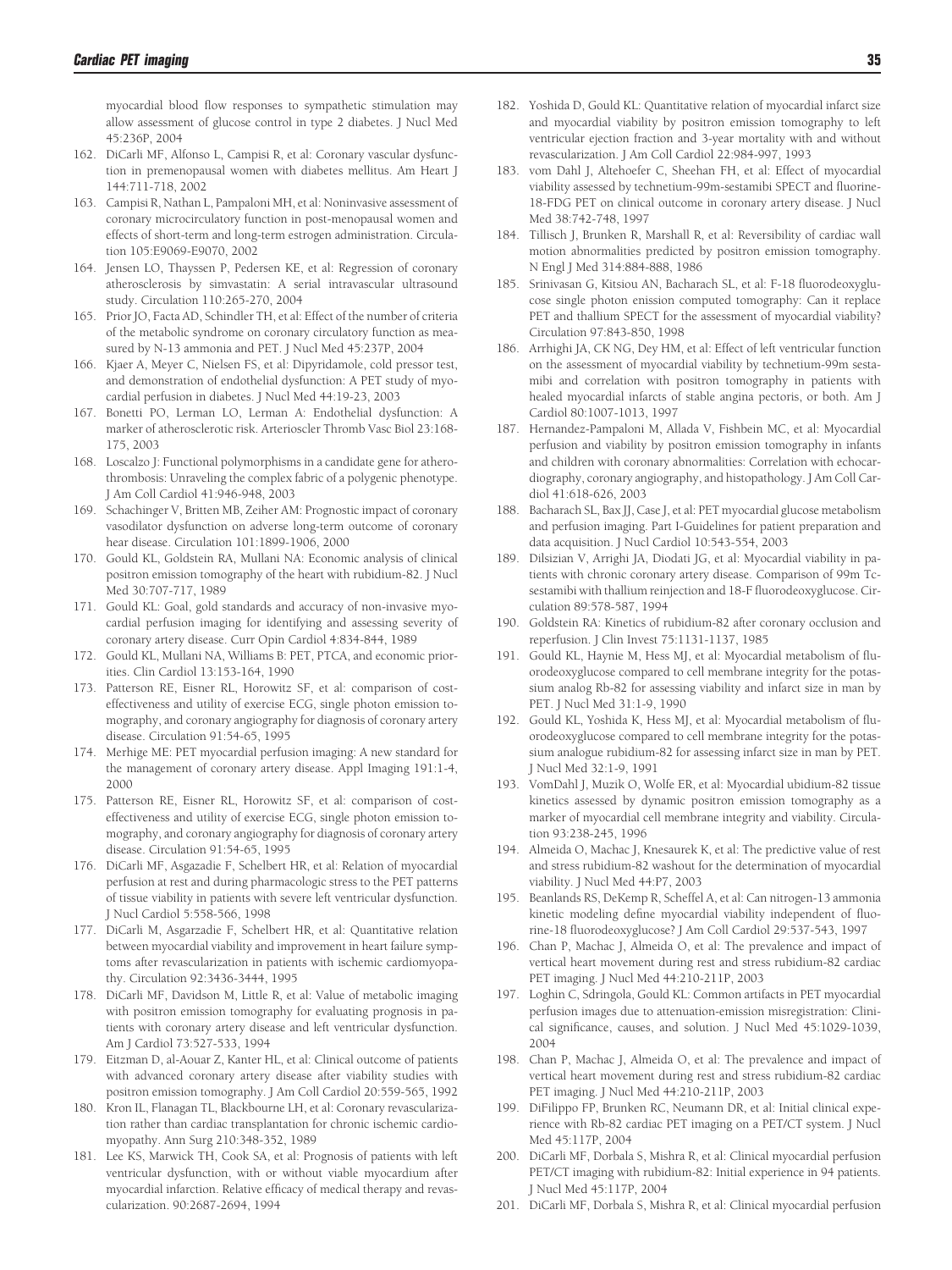myocardial blood flow responses to sympathetic stimulation may allow assessment of glucose control in type 2 diabetes. J Nucl Med 45:236P, 2004

162. DiCarli MF, Alfonso L, Campisi R, et al: Coronary vascular dysfunction in premenopausal women with diabetes mellitus. Am Heart J 144:711-718, 2002
163. Campisi R, Nathan L, Pampaloni MH, et al: Noninvasive assessment of coronary microcirculatory function in post-menopausal women and effects of short-term and long-term estrogen administration. Circulation 105:E9069-E9070, 2002
164. Jensen LO, Thayssen P, Pedersen KE, et al: Regression of coronary atherosclerosis by simvastatin: A serial intravascular ultrasound study. Circulation 110:265-270, 2004
165. Prior JO, Facta AD, Schindler TH, et al: Effect of the number of criteria of the metabolic syndrome on coronary circulatory function as measured by N-13 ammonia and PET. J Nucl Med 45:237P, 2004
166. Kjaer A, Meyer C, Nielsen FS, et al: Dipyridamole, cold pressor test, and demonstration of endothelial dysfunction: A PET study of myocardial perfusion in diabetes. J Nucl Med 44:19-23, 2003
167. Bonetti PO, Lerman LO, Lerman A: Endothelial dysfunction: A marker of atherosclerotic risk. Arterioscler Thromb Vasc Biol 23:168-175, 2003
168. Loscalzo J: Functional polymorphisms in a candidate gene for atherothrombosis: Unraveling the complex fabric of a polygenic phenotype. J Am Coll Cardiol 41:946-948, 2003
169. Schachinger V, Britten MB, Zeiher AM: Prognostic impact of coronary vasodilator dysfunction on adverse long-term outcome of coronary hear disease. Circulation 101:1899-1906, 2000
170. Gould KL, Goldstein RA, Mullani NA: Economic analysis of clinical positron emission tomography of the heart with rubidium-82. J Nucl Med 30:707-717, 1989
171. Gould KL: Goal, gold standards and accuracy of non-invasive myocardial perfusion imaging for identifying and assessing severity of coronary artery disease. Curr Opin Cardiol 4:834-844, 1989
172. Gould KL, Mullani NA, Williams B: PET, PTCA, and economic priorities. Clin Cardiol 13:153-164, 1990
173. Patterson RE, Eisner RL, Horowitz SF, et al: comparison of cost-effectiveness and utility of exercise ECG, single photon emission tomography, and coronary angiography for diagnosis of coronary artery disease. Circulation 91:54-65, 1995
174. Merhige ME: PET myocardial perfusion imaging: A new standard for the management of coronary artery disease. Appl Imaging 191:1-4, 2000
175. Patterson RE, Eisner RL, Horowitz SF, et al: comparison of cost-effectiveness and utility of exercise ECG, single photon emission tomography, and coronary angiography for diagnosis of coronary artery disease. Circulation 91:54-65, 1995
176. DiCarli MF, Asgazadie F, Schelbert HR, et al: Relation of myocardial perfusion at rest and during pharmacologic stress to the PET patterns of tissue viability in patients with severe left ventricular dysfunction. J Nucl Cardiol 5:558-566, 1998
177. DiCarli M, Asgarzadie F, Schelbert HR, et al: Quantitative relation between myocardial viability and improvement in heart failure symptoms after revascularization in patients with ischemic cardiomyopathy. Circulation 92:3436-3444, 1995
178. DiCarli MF, Davidson M, Little R, et al: Value of metabolic imaging with positron emission tomography for evaluating prognosis in patients with coronary artery disease and left ventricular dysfunction. Am J Cardiol 73:527-533, 1994
179. Eitzman D, al-Aouar Z, Kanter HL, et al: Clinical outcome of patients with advanced coronary artery disease after viability studies with positron emission tomography. J Am Coll Cardiol 20:559-565, 1992
180. Kron IL, Flanagan TL, Blackbourne LH, et al: Coronary revascularization rather than cardiac transplantation for chronic ischemic cardiomyopathy. Ann Surg 210:348-352, 1989
181. Lee KS, Marwick TH, Cook SA, et al: Prognosis of patients with left ventricular dysfunction, with or without viable myocardium after myocardial infarction. Relative efficacy of medical therapy and revascularization. 90:2687-2694, 1994
182. Yoshida D, Gould KL: Quantitative relation of myocardial infarct size and myocardial viability by positron emission tomography to left ventricular ejection fraction and 3-year mortality with and without revascularization. J Am Coll Cardiol 22:984-997, 1993
183. vom Dahl J, Altehoefer C, Sheehan FH, et al: Effect of myocardial viability assessed by technetium-99m-sestamibi SPECT and fluorine-18-FDG PET on clinical outcome in coronary artery disease. J Nucl Med 38:742-748, 1997
184. Tillisch J, Brunken R, Marshall R, et al: Reversibility of cardiac wall motion abnormalities predicted by positron emission tomography. N Engl J Med 314:884-888, 1986
185. Srinivasan G, Kitsiou AN, Bacharach SL, et al: F-18 fluorodeoxyglucose single photon enission computed tomography: Can it replace PET and thallium SPECT for the assessment of myocardial viability? Circulation 97:843-850, 1998
186. Arrhighi JA, CK NG, Dey HM, et al: Effect of left ventricular function on the assessment of myocardial viability by technetium-99m sestamibi and correlation with positron tomography in patients with healed myocardial infarcts of stable angina pectoris, or both. Am J Cardiol 80:1007-1013, 1997
187. Hernandez-Pampaloni M, Allada V, Fishbein MC, et al: Myocardial perfusion and viability by positron emission tomography in infants and children with coronary abnormalities: Correlation with echocardiography, coronary angiography, and histopathology. J Am Coll Cardiol 41:618-626, 2003
188. Bacharach SL, Bax JJ, Case J, et al: PET myocardial glucose metabolism and perfusion imaging. Part I-Guidelines for patient preparation and data acquisition. J Nucl Cardiol 10:543-554, 2003
189. Dilsizian V, Arrighi JA, Diodati JG, et al: Myocardial viability in patients with chronic coronary artery disease. Comparison of 99m Tc-sestamibi with thallium reinjection and 18-F fluorodeoxyglucose. Circulation 89:578-587, 1994
190. Goldstein RA: Kinetics of rubidium-82 after coronary occlusion and reperfusion. J Clin Invest 75:1131-1137, 1985
191. Gould KL, Haynie M, Hess MJ, et al: Myocardial metabolism of fluorodeoxyglucose compared to cell membrane integrity for the potassium analog Rb-82 for assessing viability and infarct size in man by PET. J Nucl Med 31:1-9, 1990
192. Gould KL, Yoshida K, Hess MJ, et al: Myocardial metabolism of fluorodeoxyglucose compared to cell membrane integrity for the potassium analogue rubidium-82 for assessing infarct size in man by PET. J Nucl Med 32:1-9, 1991
193. VomDahl J, Muzik O, Wolfe ER, et al: Myocardial ubidium-82 tissue kinetics assessed by dynamic positron emission tomography as a marker of myocardial cell membrane integrity and viability. Circulation 93:238-245, 1996
194. Almeida O, Machac J, Knesaurek K, et al: The predictive value of rest and stress rubidium-82 washout for the determination of myocardial viability. J Nucl Med 44:P7, 2003
195. Beanlands RS, DeKemp R, Scheffel A, et al: Can nitrogen-13 ammonia kinetic modeling define myocardial viability independent of fluorine-18 fluorodeoxyglucose? J Am Coll Cardiol 29:537-543, 1997
196. Chan P, Machac J, Almeida O, et al: The prevalence and impact of vertical heart movement during rest and stress rubidium-82 cardiac PET imaging. J Nucl Med 44:210-211P, 2003
197. Loghin C, Sdringola, Gould KL: Common artifacts in PET myocardial perfusion images due to attenuation-emission misregistration: Clinical significance, causes, and solution. J Nucl Med 45:1029-1039, 2004
198. Chan P, Machac J, Almeida O, et al: The prevalence and impact of vertical heart movement during rest and stress rubidium-82 cardiac PET imaging. J Nucl Med 44:210-211P, 2003
199. DiFilippo FP, Brunken RC, Neumann DR, et al: Initial clinical experience with Rb-82 cardiac PET imaging on a PET/CT system. J Nucl Med 45:117P, 2004
200. DiCarli MF, Dorbala S, Mishra R, et al: Clinical myocardial perfusion PET/CT imaging with rubidium-82: Initial experience in 94 patients. J Nucl Med 45:117P, 2004
201. DiCarli MF, Dorbala S, Mishra R, et al: Clinical myocardial perfusion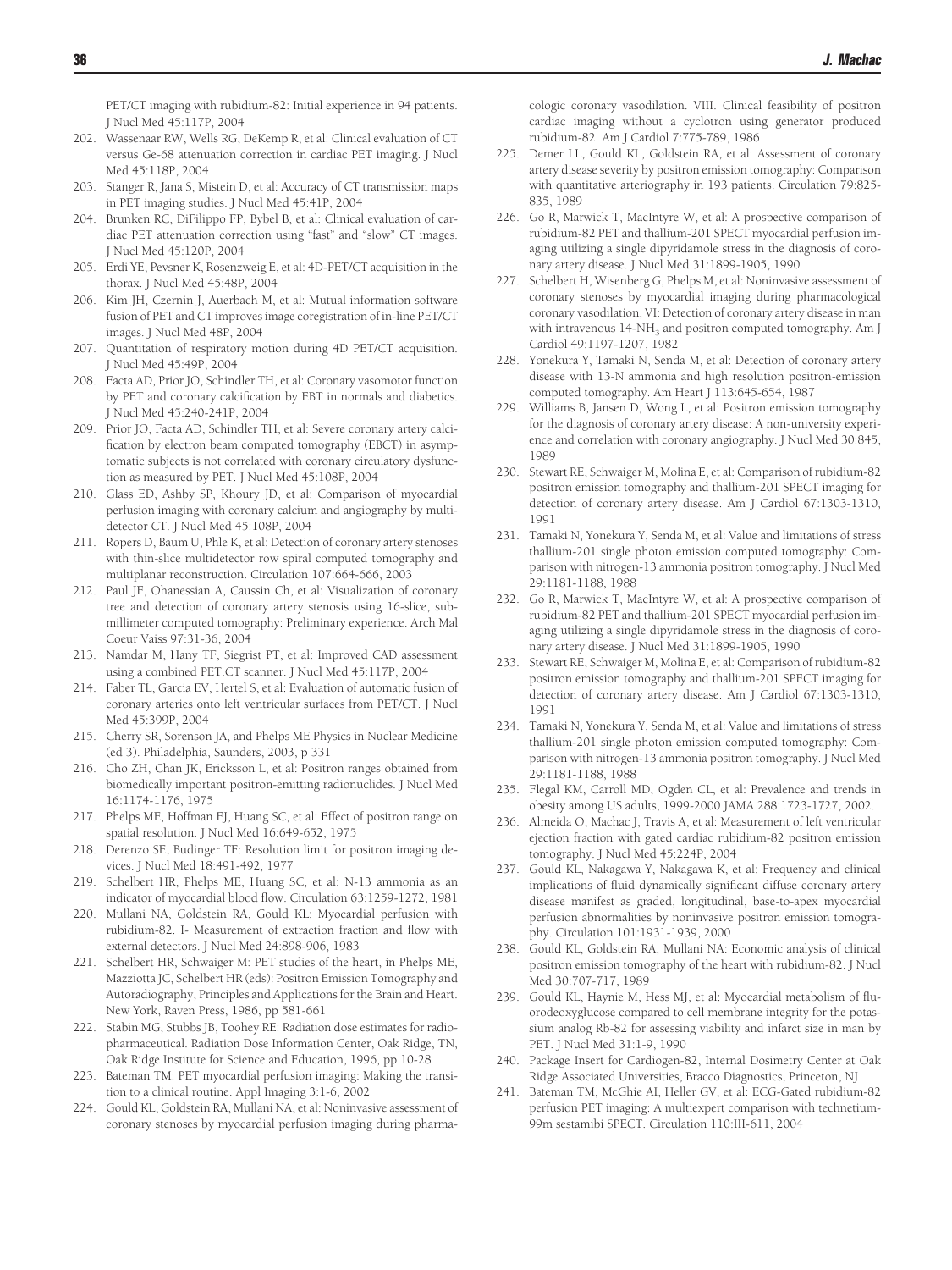PET/CT imaging with rubidium-82: Initial experience in 94 patients. J Nucl Med 45:117P, 2004

202. Wassenaar RW, Wells RG, DeKemp R, et al: Clinical evaluation of CT versus Ge-68 attenuation correction in cardiac PET imaging. J Nucl Med 45:118P, 2004
203. Stanger R, Jana S, Mistein D, et al: Accuracy of CT transmission maps in PET imaging studies. J Nucl Med 45:41P, 2004
204. Brunken RC, DiFilippo FP, Bybel B, et al: Clinical evaluation of cardiac PET attenuation correction using "fast" and "slow" CT images. J Nucl Med 45:120P, 2004
205. Erdi YE, Pevsner K, Rosenzweig E, et al: 4D-PET/CT acquisition in the thorax. J Nucl Med 45:48P, 2004
206. Kim JH, Czernin J, Auerbach M, et al: Mutual information software fusion of PET and CT improves image coregistration of in-line PET/CT images. J Nucl Med 48P, 2004
207. Quantitation of respiratory motion during 4D PET/CT acquisition. J Nucl Med 45:49P, 2004
208. Facta AD, Prior JO, Schindler TH, et al: Coronary vasomotor function by PET and coronary calcification by EBT in normals and diabetics. J Nucl Med 45:240-241P, 2004
209. Prior JO, Facta AD, Schindler TH, et al: Severe coronary artery calcification by electron beam computed tomography (EBCT) in asymptomatic subjects is not correlated with coronary circulatory dysfunction as measured by PET. J Nucl Med 45:108P, 2004
210. Glass ED, Ashby SP, Khoury JD, et al: Comparison of myocardial perfusion imaging with coronary calcium and angiography by multidetector CT. J Nucl Med 45:108P, 2004
211. Ropers D, Baum U, Phle K, et al: Detection of coronary artery stenoses with thin-slice multidetector row spiral computed tomography and multiplanar reconstruction. Circulation 107:664-666, 2003
212. Paul JF, Ohanessian A, Caussin Ch, et al: Visualization of coronary tree and detection of coronary artery stenosis using 16-slice, submillimeter computed tomography: Preliminary experience. Arch Mal Coeur Vaiss 97:31-36, 2004
213. Namdar M, Hany TF, Siegrist PT, et al: Improved CAD assessment using a combined PET.CT scanner. J Nucl Med 45:117P, 2004
214. Faber TL, Garcia EV, Hertel S, et al: Evaluation of automatic fusion of coronary arteries onto left ventricular surfaces from PET/CT. J Nucl Med 45:399P, 2004
215. Cherry SR, Sorenson JA, and Phelps ME Physics in Nuclear Medicine (ed 3). Philadelphia, Saunders, 2003, p 331
216. Cho ZH, Chan JK, Ericksson L, et al: Positron ranges obtained from biomedically important positron-emitting radionuclides. J Nucl Med 16:1174-1176, 1975
217. Phelps ME, Hoffman EJ, Huang SC, et al: Effect of positron range on spatial resolution. J Nucl Med 16:649-652, 1975
218. Derenzo SE, Budinger TF: Resolution limit for positron imaging devices. J Nucl Med 18:491-492, 1977
219. Schelbert HR, Phelps ME, Huang SC, et al: N-13 ammonia as an indicator of myocardial blood flow. Circulation 63:1259-1272, 1981
220. Mullani NA, Goldstein RA, Gould KL: Myocardial perfusion with rubidium-82. I- Measurement of extraction fraction and flow with external detectors. J Nucl Med 24:898-906, 1983
221. Schelbert HR, Schwaiger M: PET studies of the heart, in Phelps ME, Mazziotta JC, Schelbert HR (eds): Positron Emission Tomography and Autoradiography, Principles and Applications for the Brain and Heart. New York, Raven Press, 1986, pp 581-661
222. Stabin MG, Stubbs JB, Toohey RE: Radiation dose estimates for radiopharmaceutical. Radiation Dose Information Center, Oak Ridge, TN, Oak Ridge Institute for Science and Education, 1996, pp 10-28
223. Bateman TM: PET myocardial perfusion imaging: Making the transition to a clinical routine. Appl Imaging 3:1-6, 2002
224. Gould KL, Goldstein RA, Mullani NA, et al: Noninvasive assessment of coronary stenoses by myocardial perfusion imaging during pharmacologic coronary vasodilation. VIII. Clinical feasibility of positron cardiac imaging without a cyclotron using generator produced rubidium-82. Am J Cardiol 7:775-789, 1986
225. Demer LL, Gould KL, Goldstein RA, et al: Assessment of coronary artery disease severity by positron emission tomography: Comparison with quantitative arteriography in 193 patients. Circulation 79:825-835, 1989
226. Go R, Marwick T, MacIntyre W, et al: A prospective comparison of rubidium-82 PET and thallium-201 SPECT myocardial perfusion imaging utilizing a single dipyridamole stress in the diagnosis of coronary artery disease. J Nucl Med 31:1899-1905, 1990
227. Schelbert H, Wisenberg G, Phelps M, et al: Noninvasive assessment of coronary stenoses by myocardial imaging during pharmacological coronary vasodilation, VI: Detection of coronary artery disease in man with intravenous 14-$NH_3$ and positron computed tomography. Am J Cardiol 49:1197-1207, 1982
228. Yonekura Y, Tamaki N, Senda M, et al: Detection of coronary artery disease with 13-N ammonia and high resolution positron-emission computed tomography. Am Heart J 113:645-654, 1987
229. Williams B, Jansen D, Wong L, et al: Positron emission tomography for the diagnosis of coronary artery disease: A non-university experience and correlation with coronary angiography. J Nucl Med 30:845, 1989
230. Stewart RE, Schwaiger M, Molina E, et al: Comparison of rubidium-82 positron emission tomography and thallium-201 SPECT imaging for detection of coronary artery disease. Am J Cardiol 67:1303-1310, 1991
231. Tamaki N, Yonekura Y, Senda M, et al: Value and limitations of stress thallium-201 single photon emission computed tomography: Comparison with nitrogen-13 ammonia positron tomography. J Nucl Med 29:1181-1188, 1988
232. Go R, Marwick T, MacIntyre W, et al: A prospective comparison of rubidium-82 PET and thallium-201 SPECT myocardial perfusion imaging utilizing a single dipyridamole stress in the diagnosis of coronary artery disease. J Nucl Med 31:1899-1905, 1990
233. Stewart RE, Schwaiger M, Molina E, et al: Comparison of rubidium-82 positron emission tomography and thallium-201 SPECT imaging for detection of coronary artery disease. Am J Cardiol 67:1303-1310, 1991
234. Tamaki N, Yonekura Y, Senda M, et al: Value and limitations of stress thallium-201 single photon emission computed tomography: Comparison with nitrogen-13 ammonia positron tomography. J Nucl Med 29:1181-1188, 1988
235. Flegal KM, Carroll MD, Ogden CL, et al: Prevalence and trends in obesity among US adults, 1999-2000 JAMA 288:1723-1727, 2002.
236. Almeida O, Machac J, Travis A, et al: Measurement of left ventricular ejection fraction with gated cardiac rubidium-82 positron emission tomography. J Nucl Med 45:224P, 2004
237. Gould KL, Nakagawa Y, Nakagawa K, et al: Frequency and clinical implications of fluid dynamically significant diffuse coronary artery disease manifest as graded, longitudinal, base-to-apex myocardial perfusion abnormalities by noninvasive positron emission tomography. Circulation 101:1931-1939, 2000
238. Gould KL, Goldstein RA, Mullani NA: Economic analysis of clinical positron emission tomography of the heart with rubidium-82. J Nucl Med 30:707-717, 1989
239. Gould KL, Haynie M, Hess MJ, et al: Myocardial metabolism of fluorodeoxyglucose compared to cell membrane integrity for the potassium analog Rb-82 for assessing viability and infarct size in man by PET. J Nucl Med 31:1-9, 1990
240. Package Insert for Cardiogen-82, Internal Dosimetry Center at Oak Ridge Associated Universities, Bracco Diagnostics, Princeton, NJ
241. Bateman TM, McGhie AI, Heller GV, et al: ECG-Gated rubidium-82 perfusion PET imaging: A multiexpert comparison with technetium-99m sestamibi SPECT. Circulation 110:III-611, 2004